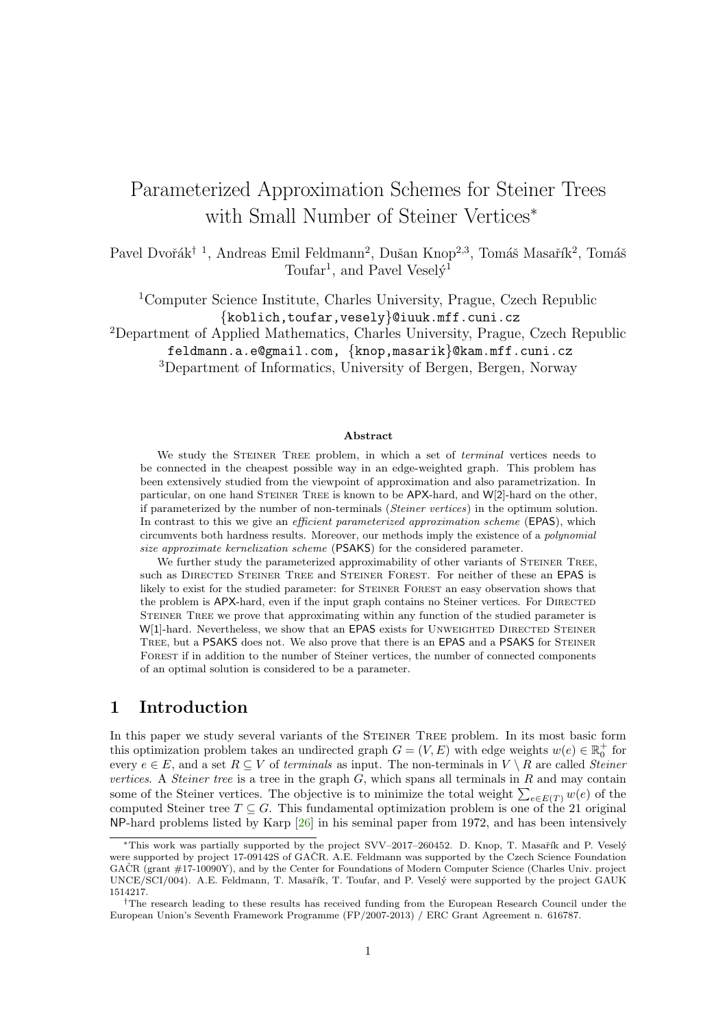# Parameterized Approximation Schemes for Steiner Trees with Small Number of Steiner Vertices*

Pavel Dvořák† [1], Andreas Emil Feldmann[2], Dušan Knop[2,3], Tomáš Masařík[2], Tomáš Toufar[1], and Pavel Veselý[1]

[1]Computer Science Institute, Charles University, Prague, Czech Republic
{koblich,toufar,vesely}@iuuk.mff.cuni.cz

[2]Department of Applied Mathematics, Charles University, Prague, Czech Republic
feldmann.a.e@gmail.com, {knop,masarik}@kam.mff.cuni.cz

[3]Department of Informatics, University of Bergen, Bergen, Norway

**Abstract**

We study the Steiner Tree problem, in which a set of *terminal* vertices needs to be connected in the cheapest possible way in an edge-weighted graph. This problem has been extensively studied from the viewpoint of approximation and also parametrization. In particular, on one hand Steiner Tree is known to be APX-hard, and W[2]-hard on the other, if parameterized by the number of non-terminals (*Steiner vertices*) in the optimum solution. In contrast to this we give an *efficient parameterized approximation scheme* (EPAS), which circumvents both hardness results. Moreover, our methods imply the existence of a *polynomial size approximate kernelization scheme* (PSAKS) for the considered parameter.

We further study the parameterized approximability of other variants of Steiner Tree, such as Directed Steiner Tree and Steiner Forest. For neither of these an EPAS is likely to exist for the studied parameter: for Steiner Forest an easy observation shows that the problem is APX-hard, even if the input graph contains no Steiner vertices. For Directed Steiner Tree we prove that approximating within any function of the studied parameter is W[1]-hard. Nevertheless, we show that an EPAS exists for Unweighted Directed Steiner Tree, but a PSAKS does not. We also prove that there is an EPAS and a PSAKS for Steiner Forest if in addition to the number of Steiner vertices, the number of connected components of an optimal solution is considered to be a parameter.

## 1 Introduction

In this paper we study several variants of the Steiner Tree problem. In its most basic form this optimization problem takes an undirected graph $G = (V, E)$ with edge weights $w(e) \in \mathbb{R}_0^+$ for every $e \in E$, and a set $R \subseteq V$ of *terminals* as input. The non-terminals in $V \setminus R$ are called *Steiner vertices*. A *Steiner tree* is a tree in the graph $G$, which spans all terminals in $R$ and may contain some of the Steiner vertices. The objective is to minimize the total weight $\sum_{e \in E(T)} w(e)$ of the computed Steiner tree $T \subseteq G$. This fundamental optimization problem is one of the 21 original NP-hard problems listed by Karp [26] in his seminal paper from 1972, and has been intensively

*This work was partially supported by the project SVV–2017–260452. D. Knop, T. Masařík and P. Veselý were supported by project 17-09142S of GAČR. A.E. Feldmann was supported by the Czech Science Foundation GAČR (grant #17-10090Y), and by the Center for Foundations of Modern Computer Science (Charles Univ. project UNCE/SCI/004). A.E. Feldmann, T. Masařík, T. Toufar, and P. Veselý were supported by the project GAUK 1514217.

†The research leading to these results has received funding from the European Research Council under the European Union's Seventh Framework Programme (FP/2007-2013) / ERC Grant Agreement n. 616787.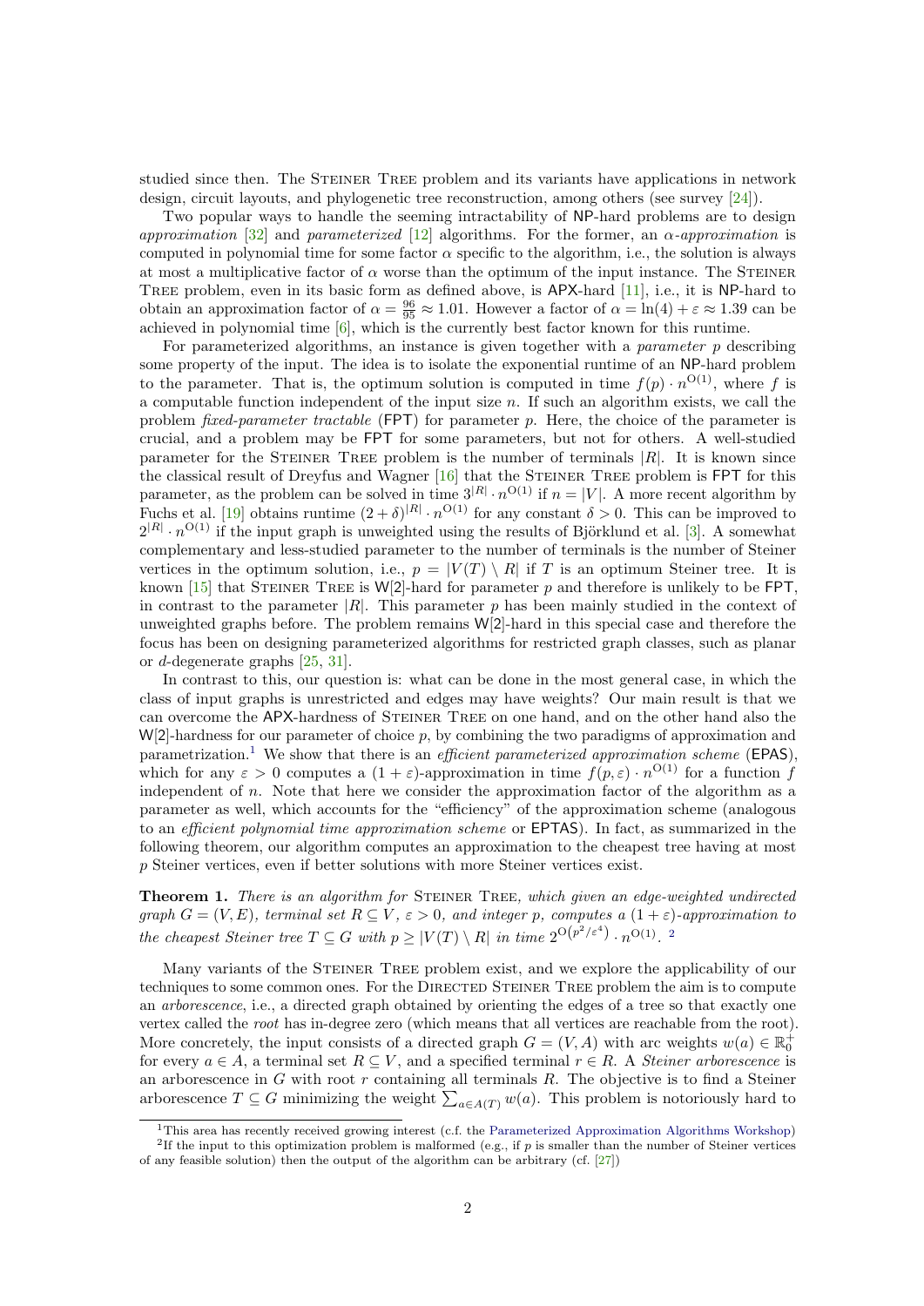studied since then. The Steiner Tree problem and its variants have applications in network design, circuit layouts, and phylogenetic tree reconstruction, among others (see survey [24]).

Two popular ways to handle the seeming intractability of NP-hard problems are to design *approximation* [32] and *parameterized* [12] algorithms. For the former, an $\alpha$*-approximation* is computed in polynomial time for some factor $\alpha$ specific to the algorithm, i.e., the solution is always at most a multiplicative factor of $\alpha$ worse than the optimum of the input instance. The Steiner Tree problem, even in its basic form as defined above, is APX-hard [11], i.e., it is NP-hard to obtain an approximation factor of $\alpha = \frac{96}{95} \approx 1.01$. However a factor of $\alpha = \ln(4) + \varepsilon \approx 1.39$ can be achieved in polynomial time [6], which is the currently best factor known for this runtime.

For parameterized algorithms, an instance is given together with a *parameter* $p$ describing some property of the input. The idea is to isolate the exponential runtime of an NP-hard problem to the parameter. That is, the optimum solution is computed in time $f(p) \cdot n^{O(1)}$, where $f$ is a computable function independent of the input size $n$. If such an algorithm exists, we call the problem *fixed-parameter tractable* (FPT) for parameter $p$. Here, the choice of the parameter is crucial, and a problem may be FPT for some parameters, but not for others. A well-studied parameter for the Steiner Tree problem is the number of terminals $|R|$. It is known since the classical result of Dreyfus and Wagner [16] that the Steiner Tree problem is FPT for this parameter, as the problem can be solved in time $3^{|R|} \cdot n^{O(1)}$ if $n = |V|$. A more recent algorithm by Fuchs et al. [19] obtains runtime $(2+\delta)^{|R|} \cdot n^{O(1)}$ for any constant $\delta > 0$. This can be improved to $2^{|R|} \cdot n^{O(1)}$ if the input graph is unweighted using the results of Björklund et al. [3]. A somewhat complementary and less-studied parameter to the number of terminals is the number of Steiner vertices in the optimum solution, i.e., $p = |V(T) \setminus R|$ if $T$ is an optimum Steiner tree. It is known [15] that Steiner Tree is W[2]-hard for parameter $p$ and therefore is unlikely to be FPT, in contrast to the parameter $|R|$. This parameter $p$ has been mainly studied in the context of unweighted graphs before. The problem remains W[2]-hard in this special case and therefore the focus has been on designing parameterized algorithms for restricted graph classes, such as planar or $d$-degenerate graphs [25, 31].

In contrast to this, our question is: what can be done in the most general case, in which the class of input graphs is unrestricted and edges may have weights? Our main result is that we can overcome the APX-hardness of Steiner Tree on one hand, and on the other hand also the W[2]-hardness for our parameter of choice $p$, by combining the two paradigms of approximation and parametrization.[1] We show that there is an *efficient parameterized approximation scheme* (EPAS), which for any $\varepsilon > 0$ computes a $(1+\varepsilon)$-approximation in time $f(p, \varepsilon) \cdot n^{O(1)}$ for a function $f$ independent of $n$. Note that here we consider the approximation factor of the algorithm as a parameter as well, which accounts for the "efficiency" of the approximation scheme (analogous to an *efficient polynomial time approximation scheme* or EPTAS). In fact, as summarized in the following theorem, our algorithm computes an approximation to the cheapest tree having at most $p$ Steiner vertices, even if better solutions with more Steiner vertices exist.

**Theorem 1.** *There is an algorithm for* Steiner Tree*, which given an edge-weighted undirected graph $G = (V, E)$, terminal set $R \subseteq V$, $\varepsilon > 0$, and integer $p$, computes a $(1+\varepsilon)$-approximation to the cheapest Steiner tree $T \subseteq G$ with $p \geq |V(T) \setminus R|$ in time $2^{O(p^2/\varepsilon^4)} \cdot n^{O(1)}$.* [2]

Many variants of the Steiner Tree problem exist, and we explore the applicability of our techniques to some common ones. For the Directed Steiner Tree problem the aim is to compute an *arborescence*, i.e., a directed graph obtained by orienting the edges of a tree so that exactly one vertex called the *root* has in-degree zero (which means that all vertices are reachable from the root). More concretely, the input consists of a directed graph $G = (V, A)$ with arc weights $w(a) \in \mathbb{R}_0^+$ for every $a \in A$, a terminal set $R \subseteq V$, and a specified terminal $r \in R$. A *Steiner arborescence* is an arborescence in $G$ with root $r$ containing all terminals $R$. The objective is to find a Steiner arborescence $T \subseteq G$ minimizing the weight $\sum_{a \in A(T)} w(a)$. This problem is notoriously hard to

[1] This area has recently received growing interest (c.f. the Parameterized Approximation Algorithms Workshop)

[2] If the input to this optimization problem is malformed (e.g., if $p$ is smaller than the number of Steiner vertices of any feasible solution) then the output of the algorithm can be arbitrary (cf. [27])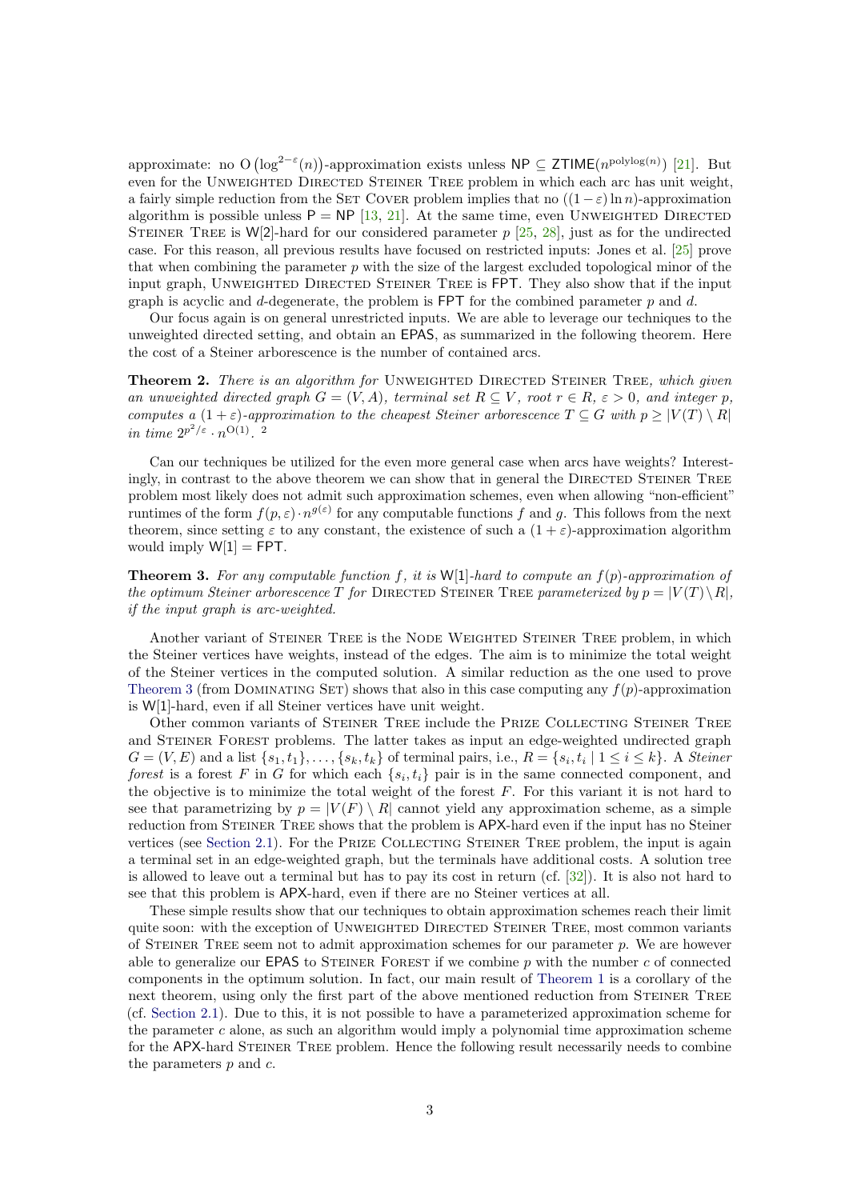approximate: no $\mathrm{O}\left(\log^{2-\varepsilon}(n)\right)$-approximation exists unless $\mathsf{NP} \subseteq \mathsf{ZTIME}(n^{\mathrm{polylog}(n)})$ [21]. But even for the Unweighted Directed Steiner Tree problem in which each arc has unit weight, a fairly simple reduction from the Set Cover problem implies that no $((1-\varepsilon)\ln n)$-approximation algorithm is possible unless $\mathsf{P} = \mathsf{NP}$ [13, 21]. At the same time, even Unweighted Directed Steiner Tree is $\mathsf{W}[2]$-hard for our considered parameter $p$ [25, 28], just as for the undirected case. For this reason, all previous results have focused on restricted inputs: Jones et al. [25] prove that when combining the parameter $p$ with the size of the largest excluded topological minor of the input graph, Unweighted Directed Steiner Tree is $\mathsf{FPT}$. They also show that if the input graph is acyclic and $d$-degenerate, the problem is $\mathsf{FPT}$ for the combined parameter $p$ and $d$.

Our focus again is on general unrestricted inputs. We are able to leverage our techniques to the unweighted directed setting, and obtain an $\mathsf{EPAS}$, as summarized in the following theorem. Here the cost of a Steiner arborescence is the number of contained arcs.

**Theorem 2.** *There is an algorithm for* Unweighted Directed Steiner Tree*, which given an unweighted directed graph $G = (V, A)$, terminal set $R \subseteq V$, root $r \in R$, $\varepsilon > 0$, and integer $p$, computes a $(1+\varepsilon)$-approximation to the cheapest Steiner arborescence $T \subseteq G$ with $p \geq |V(T) \setminus R|$ in time $2^{p^2/\varepsilon} \cdot n^{\mathrm{O}(1)}$.* [2]

Can our techniques be utilized for the even more general case when arcs have weights? Interestingly, in contrast to the above theorem we can show that in general the Directed Steiner Tree problem most likely does not admit such approximation schemes, even when allowing "non-efficient" runtimes of the form $f(p,\varepsilon) \cdot n^{g(\varepsilon)}$ for any computable functions $f$ and $g$. This follows from the next theorem, since setting $\varepsilon$ to any constant, the existence of such a $(1+\varepsilon)$-approximation algorithm would imply $\mathsf{W}[1] = \mathsf{FPT}$.

**Theorem 3.** *For any computable function $f$, it is $\mathsf{W}[1]$-hard to compute an $f(p)$-approximation of the optimum Steiner arborescence $T$ for* Directed Steiner Tree *parameterized by $p = |V(T) \setminus R|$, if the input graph is arc-weighted.*

Another variant of Steiner Tree is the Node Weighted Steiner Tree problem, in which the Steiner vertices have weights, instead of the edges. The aim is to minimize the total weight of the Steiner vertices in the computed solution. A similar reduction as the one used to prove Theorem 3 (from Dominating Set) shows that also in this case computing any $f(p)$-approximation is $\mathsf{W}[1]$-hard, even if all Steiner vertices have unit weight.

Other common variants of Steiner Tree include the Prize Collecting Steiner Tree and Steiner Forest problems. The latter takes as input an edge-weighted undirected graph $G = (V, E)$ and a list $\{s_1, t_1\}, \ldots, \{s_k, t_k\}$ of terminal pairs, i.e., $R = \{s_i, t_i \mid 1 \leq i \leq k\}$. A *Steiner forest* is a forest $F$ in $G$ for which each $\{s_i, t_i\}$ pair is in the same connected component, and the objective is to minimize the total weight of the forest $F$. For this variant it is not hard to see that parametrizing by $p = |V(F) \setminus R|$ cannot yield any approximation scheme, as a simple reduction from Steiner Tree shows that the problem is $\mathsf{APX}$-hard even if the input has no Steiner vertices (see Section 2.1). For the Prize Collecting Steiner Tree problem, the input is again a terminal set in an edge-weighted graph, but the terminals have additional costs. A solution tree is allowed to leave out a terminal but has to pay its cost in return (cf. [32]). It is also not hard to see that this problem is $\mathsf{APX}$-hard, even if there are no Steiner vertices at all.

These simple results show that our techniques to obtain approximation schemes reach their limit quite soon: with the exception of Unweighted Directed Steiner Tree, most common variants of Steiner Tree seem not to admit approximation schemes for our parameter $p$. We are however able to generalize our $\mathsf{EPAS}$ to Steiner Forest if we combine $p$ with the number $c$ of connected components in the optimum solution. In fact, our main result of Theorem 1 is a corollary of the next theorem, using only the first part of the above mentioned reduction from Steiner Tree (cf. Section 2.1). Due to this, it is not possible to have a parameterized approximation scheme for the parameter $c$ alone, as such an algorithm would imply a polynomial time approximation scheme for the $\mathsf{APX}$-hard Steiner Tree problem. Hence the following result necessarily needs to combine the parameters $p$ and $c$.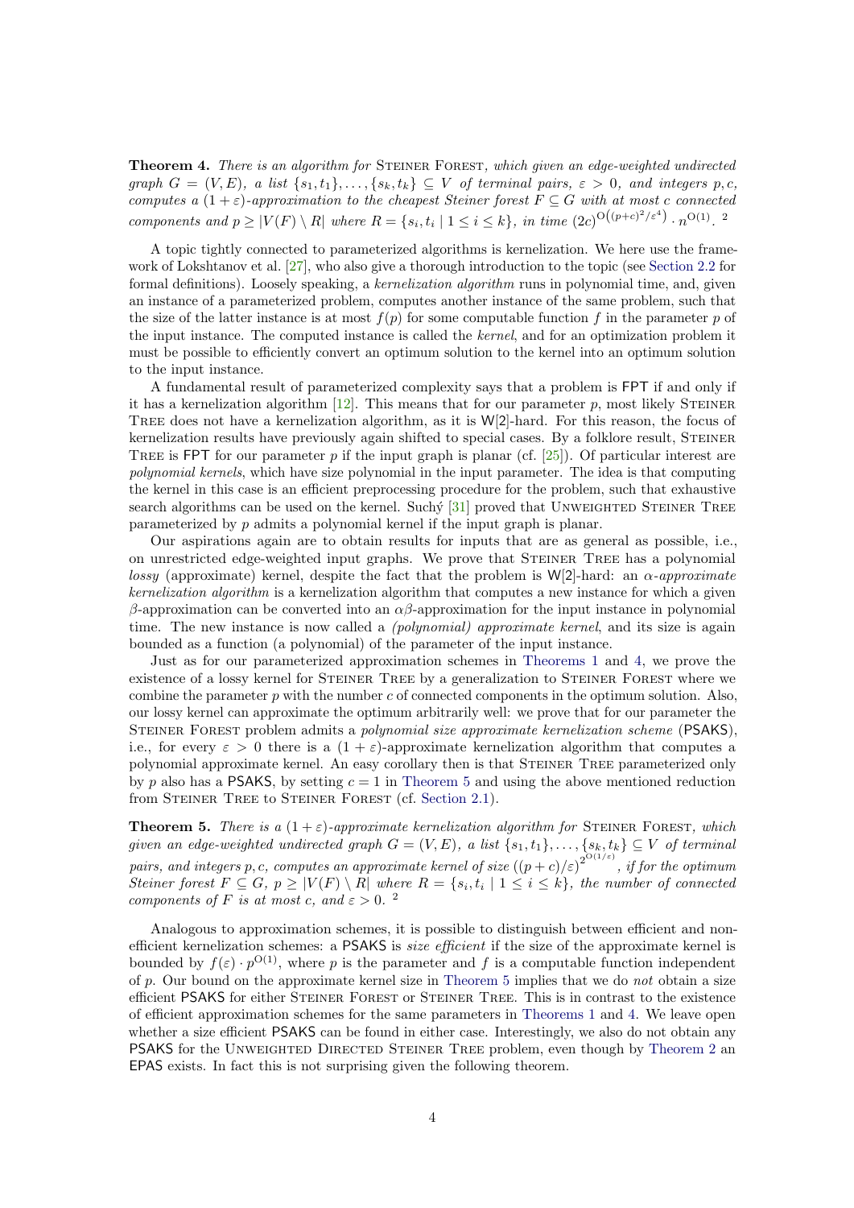**Theorem 4.** *There is an algorithm for* Steiner Forest*, which given an edge-weighted undirected graph $G = (V, E)$, a list $\{s_1, t_1\}, \ldots, \{s_k, t_k\} \subseteq V$ of terminal pairs, $\varepsilon > 0$, and integers $p, c$, computes a $(1+\varepsilon)$-approximation to the cheapest Steiner forest $F \subseteq G$ with at most $c$ connected components and $p \geq |V(F) \setminus R|$ where $R = \{s_i, t_i \mid 1 \leq i \leq k\}$, in time $(2c)^{O((p+c)^2/\varepsilon^4)} \cdot n^{O(1)}$.* [2]

A topic tightly connected to parameterized algorithms is kernelization. We here use the framework of Lokshtanov et al. [27], who also give a thorough introduction to the topic (see Section 2.2 for formal definitions). Loosely speaking, a *kernelization algorithm* runs in polynomial time, and, given an instance of a parameterized problem, computes another instance of the same problem, such that the size of the latter instance is at most $f(p)$ for some computable function $f$ in the parameter $p$ of the input instance. The computed instance is called the *kernel*, and for an optimization problem it must be possible to efficiently convert an optimum solution to the kernel into an optimum solution to the input instance.

A fundamental result of parameterized complexity says that a problem is FPT if and only if it has a kernelization algorithm [12]. This means that for our parameter $p$, most likely Steiner Tree does not have a kernelization algorithm, as it is W[2]-hard. For this reason, the focus of kernelization results have previously again shifted to special cases. By a folklore result, Steiner Tree is FPT for our parameter $p$ if the input graph is planar (cf. [25]). Of particular interest are *polynomial kernels*, which have size polynomial in the input parameter. The idea is that computing the kernel in this case is an efficient preprocessing procedure for the problem, such that exhaustive search algorithms can be used on the kernel. Suchý [31] proved that Unweighted Steiner Tree parameterized by $p$ admits a polynomial kernel if the input graph is planar.

Our aspirations again are to obtain results for inputs that are as general as possible, i.e., on unrestricted edge-weighted input graphs. We prove that Steiner Tree has a polynomial *lossy* (approximate) kernel, despite the fact that the problem is W[2]-hard: an *$\alpha$-approximate kernelization algorithm* is a kernelization algorithm that computes a new instance for which a given $\beta$-approximation can be converted into an $\alpha\beta$-approximation for the input instance in polynomial time. The new instance is now called a *(polynomial) approximate kernel*, and its size is again bounded as a function (a polynomial) of the parameter of the input instance.

Just as for our parameterized approximation schemes in Theorems 1 and 4, we prove the existence of a lossy kernel for Steiner Tree by a generalization to Steiner Forest where we combine the parameter $p$ with the number $c$ of connected components in the optimum solution. Also, our lossy kernel can approximate the optimum arbitrarily well: we prove that for our parameter the Steiner Forest problem admits a *polynomial size approximate kernelization scheme* (PSAKS), i.e., for every $\varepsilon > 0$ there is a $(1+\varepsilon)$-approximate kernelization algorithm that computes a polynomial approximate kernel. An easy corollary then is that Steiner Tree parameterized only by $p$ also has a PSAKS, by setting $c = 1$ in Theorem 5 and using the above mentioned reduction from Steiner Tree to Steiner Forest (cf. Section 2.1).

**Theorem 5.** *There is a $(1+\varepsilon)$-approximate kernelization algorithm for* Steiner Forest*, which given an edge-weighted undirected graph $G = (V, E)$, a list $\{s_1, t_1\}, \ldots, \{s_k, t_k\} \subseteq V$ of terminal pairs, and integers $p, c$, computes an approximate kernel of size $((p+c)/\varepsilon)^{2^{O(1/\varepsilon)}}$, if for the optimum Steiner forest $F \subseteq G$, $p \geq |V(F) \setminus R|$ where $R = \{s_i, t_i \mid 1 \leq i \leq k\}$, the number of connected components of $F$ is at most $c$, and $\varepsilon > 0$.* [2]

Analogous to approximation schemes, it is possible to distinguish between efficient and non-efficient kernelization schemes: a PSAKS is *size efficient* if the size of the approximate kernel is bounded by $f(\varepsilon) \cdot p^{O(1)}$, where $p$ is the parameter and $f$ is a computable function independent of $p$. Our bound on the approximate kernel size in Theorem 5 implies that we do *not* obtain a size efficient PSAKS for either Steiner Forest or Steiner Tree. This is in contrast to the existence of efficient approximation schemes for the same parameters in Theorems 1 and 4. We leave open whether a size efficient PSAKS can be found in either case. Interestingly, we also do not obtain any PSAKS for the Unweighted Directed Steiner Tree problem, even though by Theorem 2 an EPAS exists. In fact this is not surprising given the following theorem.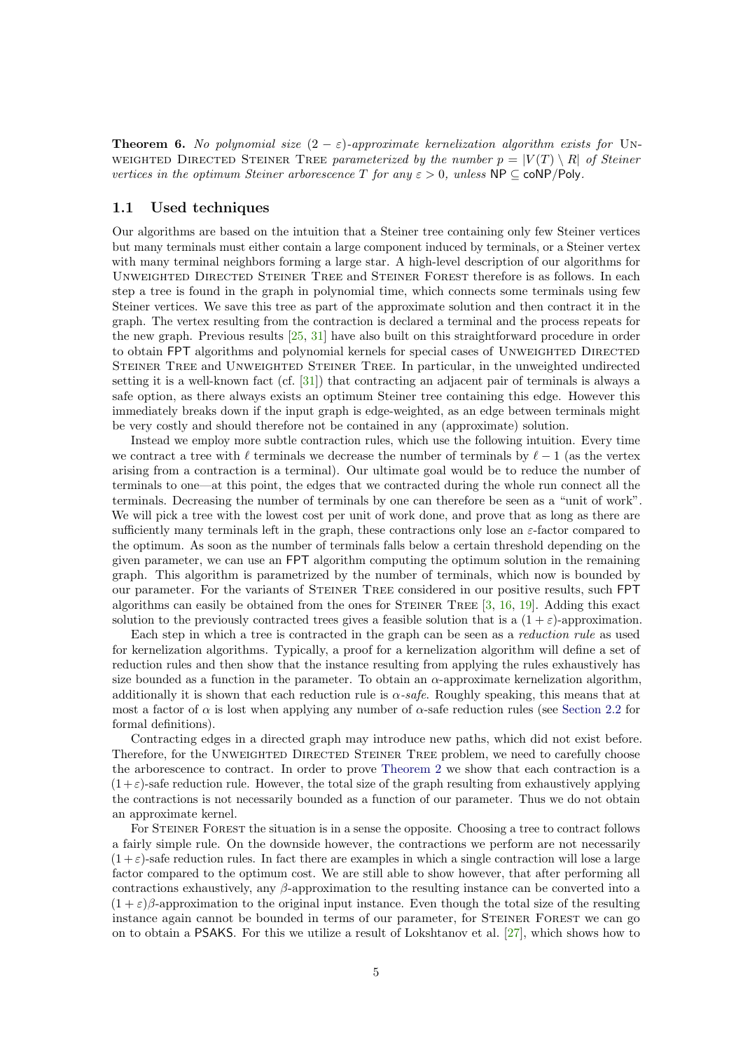**Theorem 6.** *No polynomial size $(2-\varepsilon)$-approximate kernelization algorithm exists for* Unweighted Directed Steiner Tree *parameterized by the number $p = |V(T) \setminus R|$ of Steiner vertices in the optimum Steiner arborescence $T$ for any $\varepsilon > 0$, unless* $\mathsf{NP} \subseteq \mathsf{coNP/Poly}$.

## 1.1 Used techniques

Our algorithms are based on the intuition that a Steiner tree containing only few Steiner vertices but many terminals must either contain a large component induced by terminals, or a Steiner vertex with many terminal neighbors forming a large star. A high-level description of our algorithms for Unweighted Directed Steiner Tree and Steiner Forest therefore is as follows. In each step a tree is found in the graph in polynomial time, which connects some terminals using few Steiner vertices. We save this tree as part of the approximate solution and then contract it in the graph. The vertex resulting from the contraction is declared a terminal and the process repeats for the new graph. Previous results [25, 31] have also built on this straightforward procedure in order to obtain FPT algorithms and polynomial kernels for special cases of Unweighted Directed Steiner Tree and Unweighted Steiner Tree. In particular, in the unweighted undirected setting it is a well-known fact (cf. [31]) that contracting an adjacent pair of terminals is always a safe option, as there always exists an optimum Steiner tree containing this edge. However this immediately breaks down if the input graph is edge-weighted, as an edge between terminals might be very costly and should therefore not be contained in any (approximate) solution.

Instead we employ more subtle contraction rules, which use the following intuition. Every time we contract a tree with $\ell$ terminals we decrease the number of terminals by $\ell - 1$ (as the vertex arising from a contraction is a terminal). Our ultimate goal would be to reduce the number of terminals to one—at this point, the edges that we contracted during the whole run connect all the terminals. Decreasing the number of terminals by one can therefore be seen as a "unit of work". We will pick a tree with the lowest cost per unit of work done, and prove that as long as there are sufficiently many terminals left in the graph, these contractions only lose an $\varepsilon$-factor compared to the optimum. As soon as the number of terminals falls below a certain threshold depending on the given parameter, we can use an FPT algorithm computing the optimum solution in the remaining graph. This algorithm is parametrized by the number of terminals, which now is bounded by our parameter. For the variants of Steiner Tree considered in our positive results, such FPT algorithms can easily be obtained from the ones for Steiner Tree [3, 16, 19]. Adding this exact solution to the previously contracted trees gives a feasible solution that is a $(1+\varepsilon)$-approximation.

Each step in which a tree is contracted in the graph can be seen as a *reduction rule* as used for kernelization algorithms. Typically, a proof for a kernelization algorithm will define a set of reduction rules and then show that the instance resulting from applying the rules exhaustively has size bounded as a function in the parameter. To obtain an $\alpha$-approximate kernelization algorithm, additionally it is shown that each reduction rule is *$\alpha$-safe*. Roughly speaking, this means that at most a factor of $\alpha$ is lost when applying any number of $\alpha$-safe reduction rules (see Section 2.2 for formal definitions).

Contracting edges in a directed graph may introduce new paths, which did not exist before. Therefore, for the Unweighted Directed Steiner Tree problem, we need to carefully choose the arborescence to contract. In order to prove Theorem 2 we show that each contraction is a $(1+\varepsilon)$-safe reduction rule. However, the total size of the graph resulting from exhaustively applying the contractions is not necessarily bounded as a function of our parameter. Thus we do not obtain an approximate kernel.

For Steiner Forest the situation is in a sense the opposite. Choosing a tree to contract follows a fairly simple rule. On the downside however, the contractions we perform are not necessarily $(1+\varepsilon)$-safe reduction rules. In fact there are examples in which a single contraction will lose a large factor compared to the optimum cost. We are still able to show however, that after performing all contractions exhaustively, any $\beta$-approximation to the resulting instance can be converted into a $(1+\varepsilon)\beta$-approximation to the original input instance. Even though the total size of the resulting instance again cannot be bounded in terms of our parameter, for Steiner Forest we can go on to obtain a PSAKS. For this we utilize a result of Lokshtanov et al. [27], which shows how to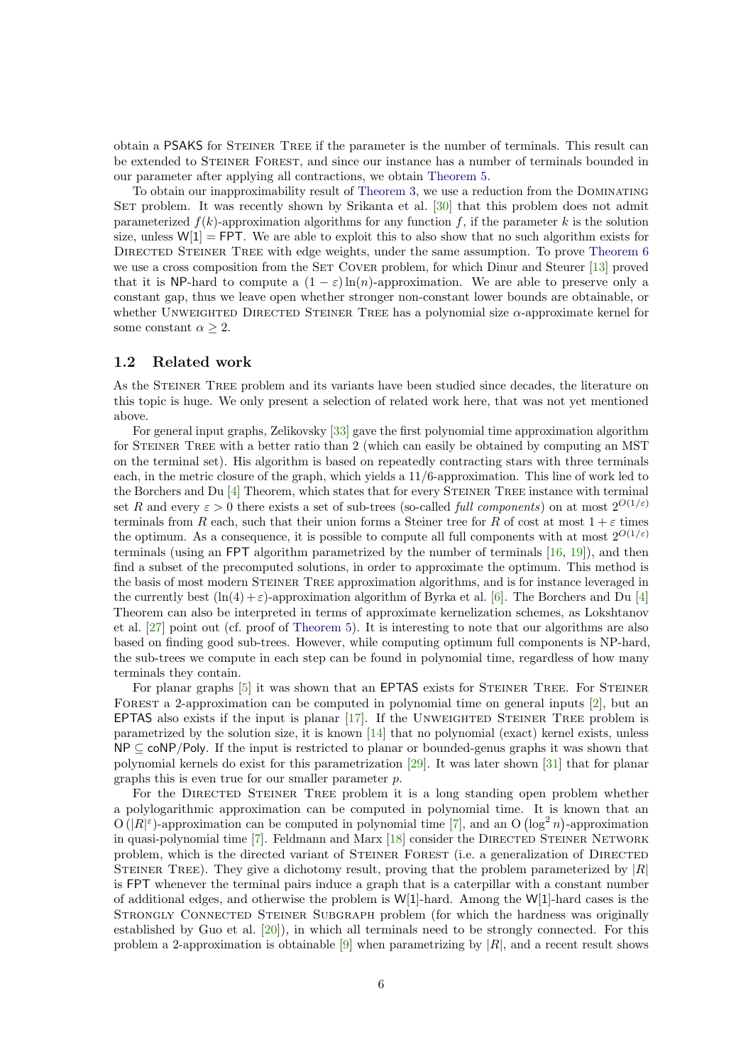obtain a PSAKS for Steiner Tree if the parameter is the number of terminals. This result can be extended to Steiner Forest, and since our instance has a number of terminals bounded in our parameter after applying all contractions, we obtain Theorem 5.

To obtain our inapproximability result of Theorem 3, we use a reduction from the Dominating Set problem. It was recently shown by Srikanta et al. [30] that this problem does not admit parameterized $f(k)$-approximation algorithms for any function $f$, if the parameter $k$ is the solution size, unless $\mathsf{W}[1] = \mathsf{FPT}$. We are able to exploit this to also show that no such algorithm exists for Directed Steiner Tree with edge weights, under the same assumption. To prove Theorem 6 we use a cross composition from the Set Cover problem, for which Dinur and Steurer [13] proved that it is NP-hard to compute a $(1-\varepsilon)\ln(n)$-approximation. We are able to preserve only a constant gap, thus we leave open whether stronger non-constant lower bounds are obtainable, or whether Unweighted Directed Steiner Tree has a polynomial size $\alpha$-approximate kernel for some constant $\alpha \geq 2$.

## 1.2 Related work

As the Steiner Tree problem and its variants have been studied since decades, the literature on this topic is huge. We only present a selection of related work here, that was not yet mentioned above.

For general input graphs, Zelikovsky [33] gave the first polynomial time approximation algorithm for Steiner Tree with a better ratio than 2 (which can easily be obtained by computing an MST on the terminal set). His algorithm is based on repeatedly contracting stars with three terminals each, in the metric closure of the graph, which yields a 11/6-approximation. This line of work led to the Borchers and Du [4] Theorem, which states that for every Steiner Tree instance with terminal set $R$ and every $\varepsilon > 0$ there exists a set of sub-trees (so-called *full components*) on at most $2^{O(1/\varepsilon)}$ terminals from $R$ each, such that their union forms a Steiner tree for $R$ of cost at most $1+\varepsilon$ times the optimum. As a consequence, it is possible to compute all full components with at most $2^{O(1/\varepsilon)}$ terminals (using an FPT algorithm parametrized by the number of terminals [16, 19]), and then find a subset of the precomputed solutions, in order to approximate the optimum. This method is the basis of most modern Steiner Tree approximation algorithms, and is for instance leveraged in the currently best $(\ln(4)+\varepsilon)$-approximation algorithm of Byrka et al. [6]. The Borchers and Du [4] Theorem can also be interpreted in terms of approximate kernelization schemes, as Lokshtanov et al. [27] point out (cf. proof of Theorem 5). It is interesting to note that our algorithms are also based on finding good sub-trees. However, while computing optimum full components is NP-hard, the sub-trees we compute in each step can be found in polynomial time, regardless of how many terminals they contain.

For planar graphs [5] it was shown that an EPTAS exists for Steiner Tree. For Steiner Forest a 2-approximation can be computed in polynomial time on general inputs [2], but an EPTAS also exists if the input is planar [17]. If the Unweighted Steiner Tree problem is parametrized by the solution size, it is known [14] that no polynomial (exact) kernel exists, unless $\mathsf{NP} \subseteq \mathsf{coNP}/\mathsf{Poly}$. If the input is restricted to planar or bounded-genus graphs it was shown that polynomial kernels do exist for this parametrization [29]. It was later shown [31] that for planar graphs this is even true for our smaller parameter $p$.

For the Directed Steiner Tree problem it is a long standing open problem whether a polylogarithmic approximation can be computed in polynomial time. It is known that an $\mathrm{O}(|R|^{\varepsilon})$-approximation can be computed in polynomial time [7], and an $\mathrm{O}(\log^2 n)$-approximation in quasi-polynomial time [7]. Feldmann and Marx [18] consider the Directed Steiner Network problem, which is the directed variant of Steiner Forest (i.e. a generalization of Directed Steiner Tree). They give a dichotomy result, proving that the problem parameterized by $|R|$ is FPT whenever the terminal pairs induce a graph that is a caterpillar with a constant number of additional edges, and otherwise the problem is W[1]-hard. Among the W[1]-hard cases is the Strongly Connected Steiner Subgraph problem (for which the hardness was originally established by Guo et al. [20]), in which all terminals need to be strongly connected. For this problem a 2-approximation is obtainable [9] when parametrizing by $|R|$, and a recent result shows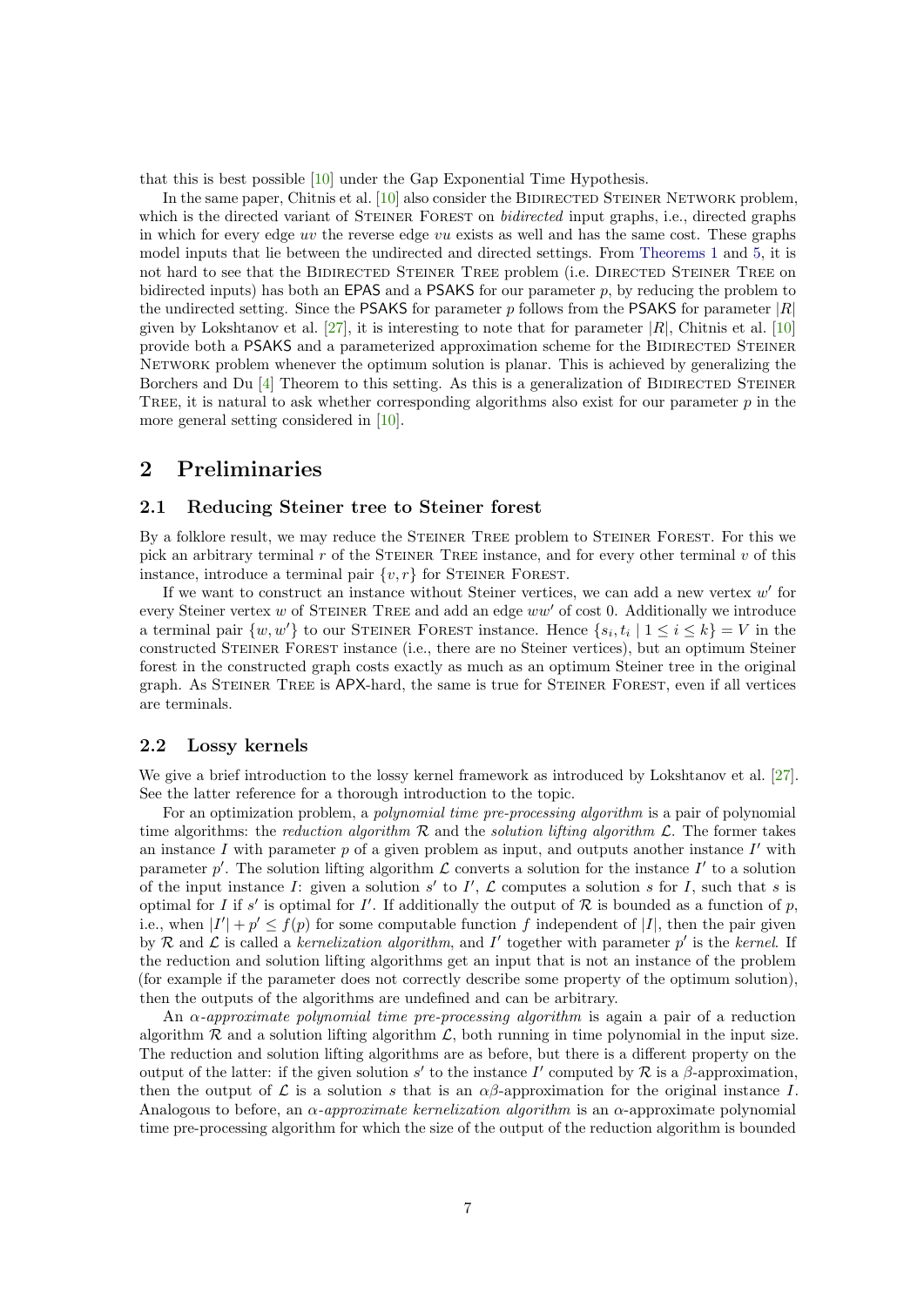that this is best possible [10] under the Gap Exponential Time Hypothesis.

In the same paper, Chitnis et al. [10] also consider the Bidirected Steiner Network problem, which is the directed variant of Steiner Forest on *bidirected* input graphs, i.e., directed graphs in which for every edge $uv$ the reverse edge $vu$ exists as well and has the same cost. These graphs model inputs that lie between the undirected and directed settings. From Theorems 1 and 5, it is not hard to see that the Bidirected Steiner Tree problem (i.e. Directed Steiner Tree on bidirected inputs) has both an EPAS and a PSAKS for our parameter $p$, by reducing the problem to the undirected setting. Since the PSAKS for parameter $p$ follows from the PSAKS for parameter $|R|$ given by Lokshtanov et al. [27], it is interesting to note that for parameter $|R|$, Chitnis et al. [10] provide both a PSAKS and a parameterized approximation scheme for the Bidirected Steiner Network problem whenever the optimum solution is planar. This is achieved by generalizing the Borchers and Du [4] Theorem to this setting. As this is a generalization of Bidirected Steiner Tree, it is natural to ask whether corresponding algorithms also exist for our parameter $p$ in the more general setting considered in [10].

# 2 Preliminaries

## 2.1 Reducing Steiner tree to Steiner forest

By a folklore result, we may reduce the Steiner Tree problem to Steiner Forest. For this we pick an arbitrary terminal $r$ of the Steiner Tree instance, and for every other terminal $v$ of this instance, introduce a terminal pair $\{v, r\}$ for Steiner Forest.

If we want to construct an instance without Steiner vertices, we can add a new vertex $w'$ for every Steiner vertex $w$ of Steiner Tree and add an edge $ww'$ of cost 0. Additionally we introduce a terminal pair $\{w, w'\}$ to our Steiner Forest instance. Hence $\{s_i, t_i \mid 1 \leq i \leq k\} = V$ in the constructed Steiner Forest instance (i.e., there are no Steiner vertices), but an optimum Steiner forest in the constructed graph costs exactly as much as an optimum Steiner tree in the original graph. As Steiner Tree is APX-hard, the same is true for Steiner Forest, even if all vertices are terminals.

## 2.2 Lossy kernels

We give a brief introduction to the lossy kernel framework as introduced by Lokshtanov et al. [27]. See the latter reference for a thorough introduction to the topic.

For an optimization problem, a *polynomial time pre-processing algorithm* is a pair of polynomial time algorithms: the *reduction algorithm* $\mathcal{R}$ and the *solution lifting algorithm* $\mathcal{L}$. The former takes an instance $I$ with parameter $p$ of a given problem as input, and outputs another instance $I'$ with parameter $p'$. The solution lifting algorithm $\mathcal{L}$ converts a solution for the instance $I'$ to a solution of the input instance $I$: given a solution $s'$ to $I'$, $\mathcal{L}$ computes a solution $s$ for $I$, such that $s$ is optimal for $I$ if $s'$ is optimal for $I'$. If additionally the output of $\mathcal{R}$ is bounded as a function of $p$, i.e., when $|I'| + p' \leq f(p)$ for some computable function $f$ independent of $|I|$, then the pair given by $\mathcal{R}$ and $\mathcal{L}$ is called a *kernelization algorithm*, and $I'$ together with parameter $p'$ is the *kernel*. If the reduction and solution lifting algorithms get an input that is not an instance of the problem (for example if the parameter does not correctly describe some property of the optimum solution), then the outputs of the algorithms are undefined and can be arbitrary.

An $\alpha$-*approximate polynomial time pre-processing algorithm* is again a pair of a reduction algorithm $\mathcal{R}$ and a solution lifting algorithm $\mathcal{L}$, both running in time polynomial in the input size. The reduction and solution lifting algorithms are as before, but there is a different property on the output of the latter: if the given solution $s'$ to the instance $I'$ computed by $\mathcal{R}$ is a $\beta$-approximation, then the output of $\mathcal{L}$ is a solution $s$ that is an $\alpha\beta$-approximation for the original instance $I$. Analogous to before, an $\alpha$-*approximate kernelization algorithm* is an $\alpha$-approximate polynomial time pre-processing algorithm for which the size of the output of the reduction algorithm is bounded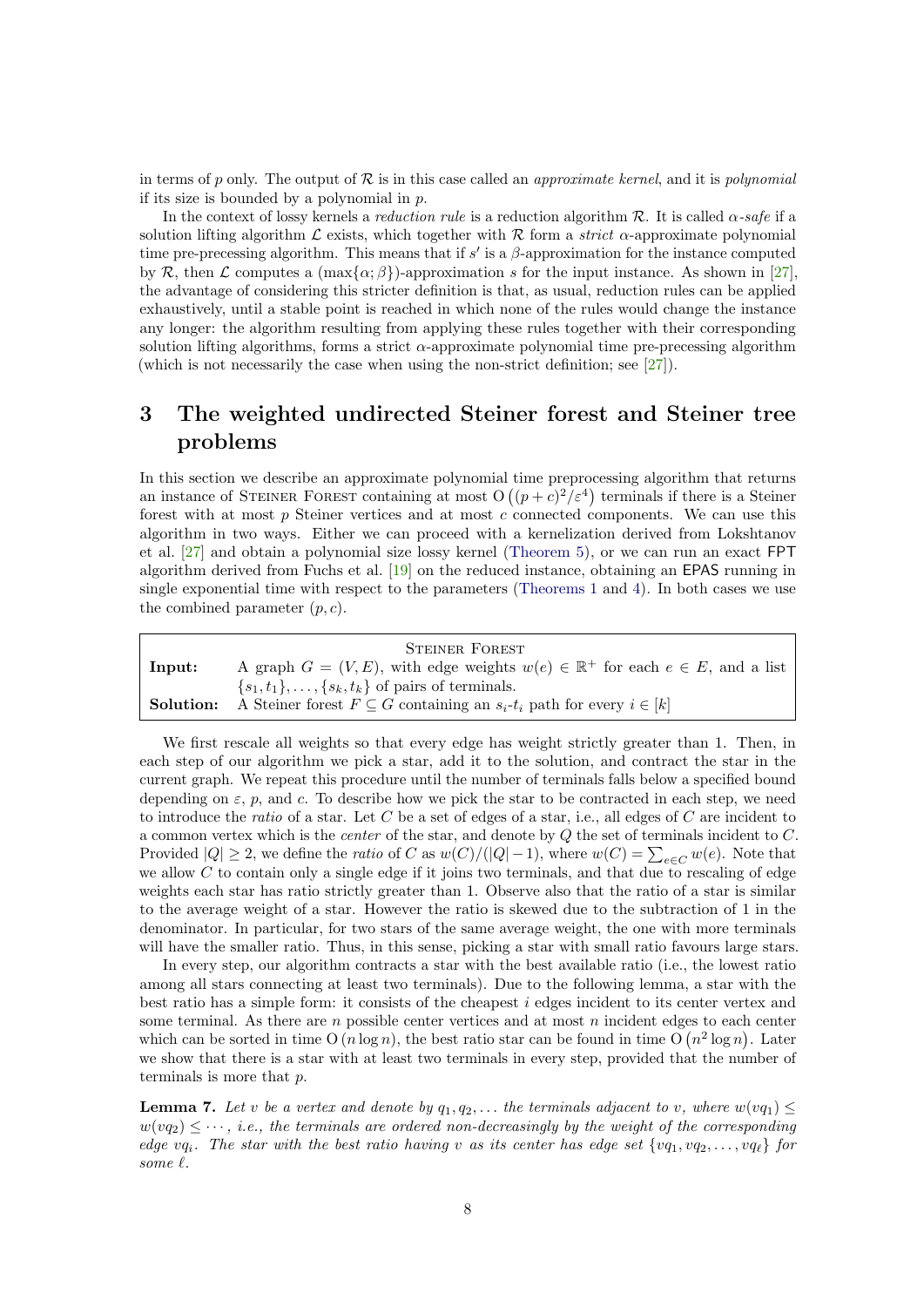in terms of $p$ only. The output of $\mathcal{R}$ is in this case called an *approximate kernel*, and it is *polynomial* if its size is bounded by a polynomial in $p$.

In the context of lossy kernels a *reduction rule* is a reduction algorithm $\mathcal{R}$. It is called $\alpha$*-safe* if a solution lifting algorithm $\mathcal{L}$ exists, which together with $\mathcal{R}$ form a *strict* $\alpha$-approximate polynomial time pre-precessing algorithm. This means that if $s'$ is a $\beta$-approximation for the instance computed by $\mathcal{R}$, then $\mathcal{L}$ computes a $(\max\{\alpha;\beta\})$-approximation $s$ for the input instance. As shown in [27], the advantage of considering this stricter definition is that, as usual, reduction rules can be applied exhaustively, until a stable point is reached in which none of the rules would change the instance any longer: the algorithm resulting from applying these rules together with their corresponding solution lifting algorithms, forms a strict $\alpha$-approximate polynomial time pre-precessing algorithm (which is not necessarily the case when using the non-strict definition; see [27]).

# 3 The weighted undirected Steiner forest and Steiner tree problems

In this section we describe an approximate polynomial time preprocessing algorithm that returns an instance of Steiner Forest containing at most $\mathrm{O}\left((p+c)^2/\varepsilon^4\right)$ terminals if there is a Steiner forest with at most $p$ Steiner vertices and at most $c$ connected components. We can use this algorithm in two ways. Either we can proceed with a kernelization derived from Lokshtanov et al. [27] and obtain a polynomial size lossy kernel (Theorem 5), or we can run an exact FPT algorithm derived from Fuchs et al. [19] on the reduced instance, obtaining an EPAS running in single exponential time with respect to the parameters (Theorems 1 and 4). In both cases we use the combined parameter $(p, c)$.

| | Steiner Forest |
|---|---|
| **Input:** | A graph $G = (V, E)$, with edge weights $w(e) \in \mathbb{R}^+$ for each $e \in E$, and a list $\{s_1, t_1\}, \ldots, \{s_k, t_k\}$ of pairs of terminals. |
| **Solution:** | A Steiner forest $F \subseteq G$ containing an $s_i$-$t_i$ path for every $i \in [k]$ |

We first rescale all weights so that every edge has weight strictly greater than 1. Then, in each step of our algorithm we pick a star, add it to the solution, and contract the star in the current graph. We repeat this procedure until the number of terminals falls below a specified bound depending on $\varepsilon$, $p$, and $c$. To describe how we pick the star to be contracted in each step, we need to introduce the *ratio* of a star. Let $C$ be a set of edges of a star, i.e., all edges of $C$ are incident to a common vertex which is the *center* of the star, and denote by $Q$ the set of terminals incident to $C$. Provided $|Q| \geq 2$, we define the *ratio* of $C$ as $w(C)/(|Q|-1)$, where $w(C) = \sum_{e \in C} w(e)$. Note that we allow $C$ to contain only a single edge if it joins two terminals, and that due to rescaling of edge weights each star has ratio strictly greater than 1. Observe also that the ratio of a star is similar to the average weight of a star. However the ratio is skewed due to the subtraction of 1 in the denominator. In particular, for two stars of the same average weight, the one with more terminals will have the smaller ratio. Thus, in this sense, picking a star with small ratio favours large stars.

In every step, our algorithm contracts a star with the best available ratio (i.e., the lowest ratio among all stars connecting at least two terminals). Due to the following lemma, a star with the best ratio has a simple form: it consists of the cheapest $i$ edges incident to its center vertex and some terminal. As there are $n$ possible center vertices and at most $n$ incident edges to each center which can be sorted in time $\mathrm{O}(n \log n)$, the best ratio star can be found in time $\mathrm{O}\left(n^2 \log n\right)$. Later we show that there is a star with at least two terminals in every step, provided that the number of terminals is more that $p$.

**Lemma 7.** *Let $v$ be a vertex and denote by $q_1, q_2, \ldots$ the terminals adjacent to $v$, where $w(vq_1) \leq w(vq_2) \leq \cdots$, i.e., the terminals are ordered non-decreasingly by the weight of the corresponding edge $vq_i$. The star with the best ratio having $v$ as its center has edge set $\{vq_1, vq_2, \ldots, vq_\ell\}$ for some $\ell$.*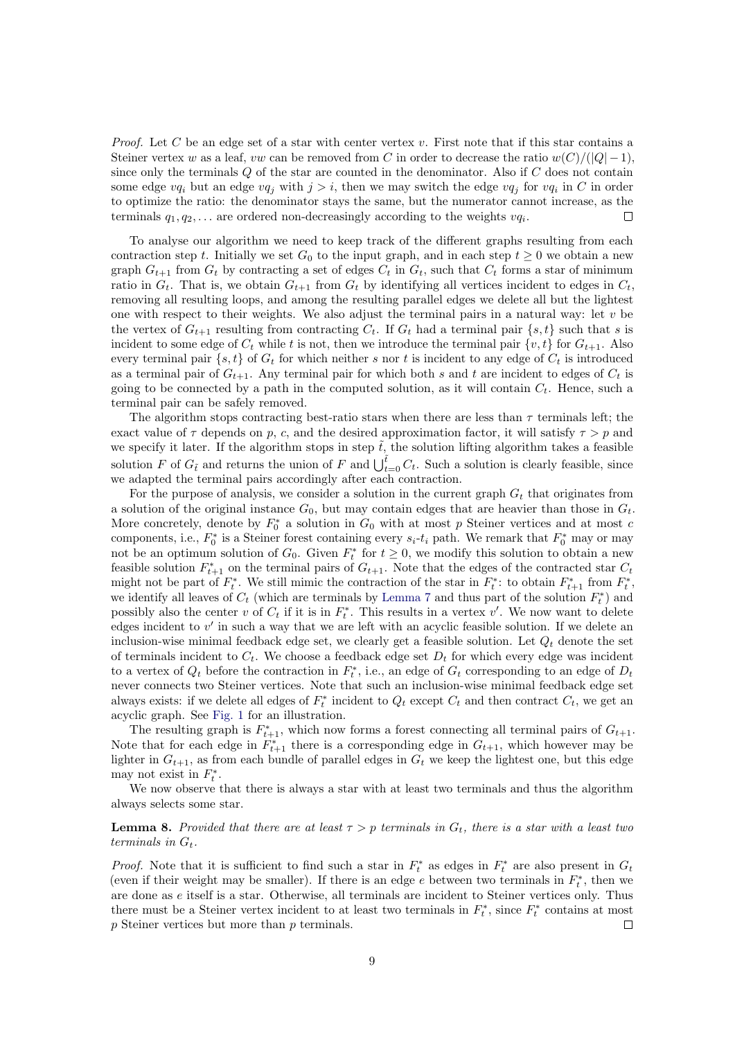*Proof.* Let $C$ be an edge set of a star with center vertex $v$. First note that if this star contains a Steiner vertex $w$ as a leaf, $vw$ can be removed from $C$ in order to decrease the ratio $w(C)/(|Q|-1)$, since only the terminals $Q$ of the star are counted in the denominator. Also if $C$ does not contain some edge $vq_i$ but an edge $vq_j$ with $j > i$, then we may switch the edge $vq_j$ for $vq_i$ in $C$ in order to optimize the ratio: the denominator stays the same, but the numerator cannot increase, as the terminals $q_1, q_2, \ldots$ are ordered non-decreasingly according to the weights $vq_i$. □

To analyse our algorithm we need to keep track of the different graphs resulting from each contraction step $t$. Initially we set $G_0$ to the input graph, and in each step $t \geq 0$ we obtain a new graph $G_{t+1}$ from $G_t$ by contracting a set of edges $C_t$ in $G_t$, such that $C_t$ forms a star of minimum ratio in $G_t$. That is, we obtain $G_{t+1}$ from $G_t$ by identifying all vertices incident to edges in $C_t$, removing all resulting loops, and among the resulting parallel edges we delete all but the lightest one with respect to their weights. We also adjust the terminal pairs in a natural way: let $v$ be the vertex of $G_{t+1}$ resulting from contracting $C_t$. If $G_t$ had a terminal pair $\{s,t\}$ such that $s$ is incident to some edge of $C_t$ while $t$ is not, then we introduce the terminal pair $\{v,t\}$ for $G_{t+1}$. Also every terminal pair $\{s,t\}$ of $G_t$ for which neither $s$ nor $t$ is incident to any edge of $C_t$ is introduced as a terminal pair of $G_{t+1}$. Any terminal pair for which both $s$ and $t$ are incident to edges of $C_t$ is going to be connected by a path in the computed solution, as it will contain $C_t$. Hence, such a terminal pair can be safely removed.

The algorithm stops contracting best-ratio stars when there are less than $\tau$ terminals left; the exact value of $\tau$ depends on $p$, $c$, and the desired approximation factor, it will satisfy $\tau > p$ and we specify it later. If the algorithm stops in step $\tilde{t}$, the solution lifting algorithm takes a feasible solution $F$ of $G_{\tilde{t}}$ and returns the union of $F$ and $\bigcup_{t=0}^{\tilde{t}} C_t$. Such a solution is clearly feasible, since we adapted the terminal pairs accordingly after each contraction.

For the purpose of analysis, we consider a solution in the current graph $G_t$ that originates from a solution of the original instance $G_0$, but may contain edges that are heavier than those in $G_t$. More concretely, denote by $F_0^*$ a solution in $G_0$ with at most $p$ Steiner vertices and at most $c$ components, i.e., $F_0^*$ is a Steiner forest containing every $s_i$-$t_i$ path. We remark that $F_0^*$ may or may not be an optimum solution of $G_0$. Given $F_t^*$ for $t \geq 0$, we modify this solution to obtain a new feasible solution $F_{t+1}^*$ on the terminal pairs of $G_{t+1}$. Note that the edges of the contracted star $C_t$ might not be part of $F_t^*$. We still mimic the contraction of the star in $F_t^*$: to obtain $F_{t+1}^*$ from $F_t^*$, we identify all leaves of $C_t$ (which are terminals by Lemma 7 and thus part of the solution $F_t^*$) and possibly also the center $v$ of $C_t$ if it is in $F_t^*$. This results in a vertex $v'$. We now want to delete edges incident to $v'$ in such a way that we are left with an acyclic feasible solution. If we delete an inclusion-wise minimal feedback edge set, we clearly get a feasible solution. Let $Q_t$ denote the set of terminals incident to $C_t$. We choose a feedback edge set $D_t$ for which every edge was incident to a vertex of $Q_t$ before the contraction in $F_t^*$, i.e., an edge of $G_t$ corresponding to an edge of $D_t$ never connects two Steiner vertices. Note that such an inclusion-wise minimal feedback edge set always exists: if we delete all edges of $F_t^*$ incident to $Q_t$ except $C_t$ and then contract $C_t$, we get an acyclic graph. See Fig. 1 for an illustration.

The resulting graph is $F_{t+1}^*$, which now forms a forest connecting all terminal pairs of $G_{t+1}$. Note that for each edge in $F_{t+1}^*$ there is a corresponding edge in $G_{t+1}$, which however may be lighter in $G_{t+1}$, as from each bundle of parallel edges in $G_t$ we keep the lightest one, but this edge may not exist in $F_t^*$.

We now observe that there is always a star with at least two terminals and thus the algorithm always selects some star.

**Lemma 8.** *Provided that there are at least $\tau > p$ terminals in $G_t$, there is a star with a least two terminals in $G_t$.*

*Proof.* Note that it is sufficient to find such a star in $F_t^*$ as edges in $F_t^*$ are also present in $G_t$ (even if their weight may be smaller). If there is an edge $e$ between two terminals in $F_t^*$, then we are done as $e$ itself is a star. Otherwise, all terminals are incident to Steiner vertices only. Thus there must be a Steiner vertex incident to at least two terminals in $F_t^*$, since $F_t^*$ contains at most $p$ Steiner vertices but more than $p$ terminals. □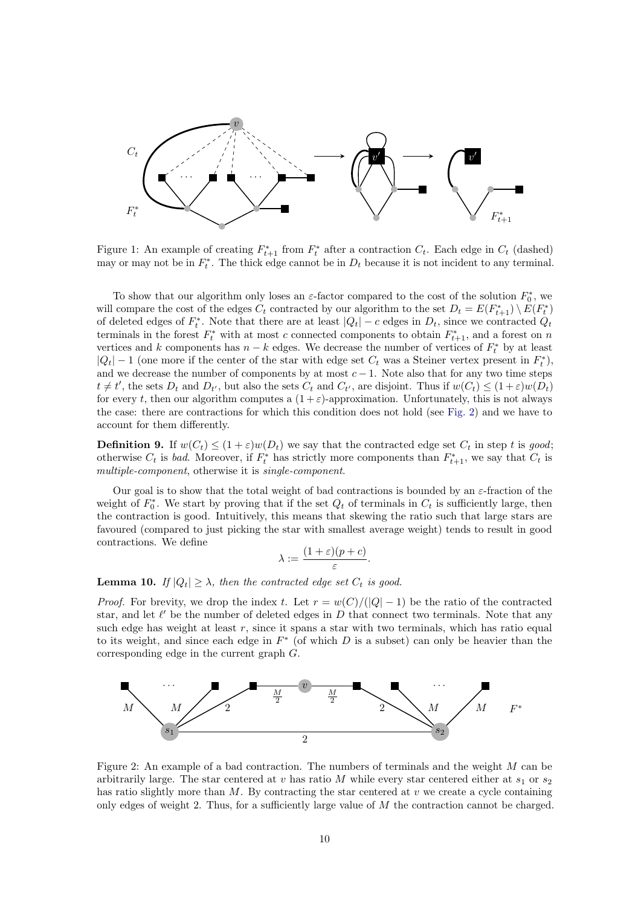Figure 1: An example of creating $F^*_{t+1}$ from $F^*_t$ after a contraction $C_t$. Each edge in $C_t$ (dashed) may or may not be in $F^*_t$. The thick edge cannot be in $D_t$ because it is not incident to any terminal.

To show that our algorithm only loses an $\varepsilon$-factor compared to the cost of the solution $F^*_0$, we will compare the cost of the edges $C_t$ contracted by our algorithm to the set $D_t = E(F^*_{t+1}) \setminus E(F^*_t)$ of deleted edges of $F^*_t$. Note that there are at least $|Q_t| - c$ edges in $D_t$, since we contracted $Q_t$ terminals in the forest $F^*_t$ with at most $c$ connected components to obtain $F^*_{t+1}$, and a forest on $n$ vertices and $k$ components has $n - k$ edges. We decrease the number of vertices of $F^*_t$ by at least $|Q_t| - 1$ (one more if the center of the star with edge set $C_t$ was a Steiner vertex present in $F^*_t$), and we decrease the number of components by at most $c - 1$. Note also that for any two time steps $t \neq t'$, the sets $D_t$ and $D_{t'}$, but also the sets $C_t$ and $C_{t'}$, are disjoint. Thus if $w(C_t) \leq (1+\varepsilon)w(D_t)$ for every $t$, then our algorithm computes a $(1+\varepsilon)$-approximation. Unfortunately, this is not always the case: there are contractions for which this condition does not hold (see Fig. 2) and we have to account for them differently.

**Definition 9.** If $w(C_t) \leq (1+\varepsilon)w(D_t)$ we say that the contracted edge set $C_t$ in step $t$ is *good*; otherwise $C_t$ is *bad*. Moreover, if $F^*_t$ has strictly more components than $F^*_{t+1}$, we say that $C_t$ is *multiple-component*, otherwise it is *single-component*.

Our goal is to show that the total weight of bad contractions is bounded by an $\varepsilon$-fraction of the weight of $F^*_0$. We start by proving that if the set $Q_t$ of terminals in $C_t$ is sufficiently large, then the contraction is good. Intuitively, this means that skewing the ratio such that large stars are favoured (compared to just picking the star with smallest average weight) tends to result in good contractions. We define

$$\lambda := \frac{(1+\varepsilon)(p+c)}{\varepsilon}.$$

**Lemma 10.** *If $|Q_t| \geq \lambda$, then the contracted edge set $C_t$ is good.*

*Proof.* For brevity, we drop the index $t$. Let $r = w(C)/(|Q| - 1)$ be the ratio of the contracted star, and let $\ell'$ be the number of deleted edges in $D$ that connect two terminals. Note that any such edge has weight at least $r$, since it spans a star with two terminals, which has ratio equal to its weight, and since each edge in $F^*$ (of which $D$ is a subset) can only be heavier than the corresponding edge in the current graph $G$.

Figure 2: An example of a bad contraction. The numbers of terminals and the weight $M$ can be arbitrarily large. The star centered at $v$ has ratio $M$ while every star centered either at $s_1$ or $s_2$ has ratio slightly more than $M$. By contracting the star centered at $v$ we create a cycle containing only edges of weight 2. Thus, for a sufficiently large value of $M$ the contraction cannot be charged.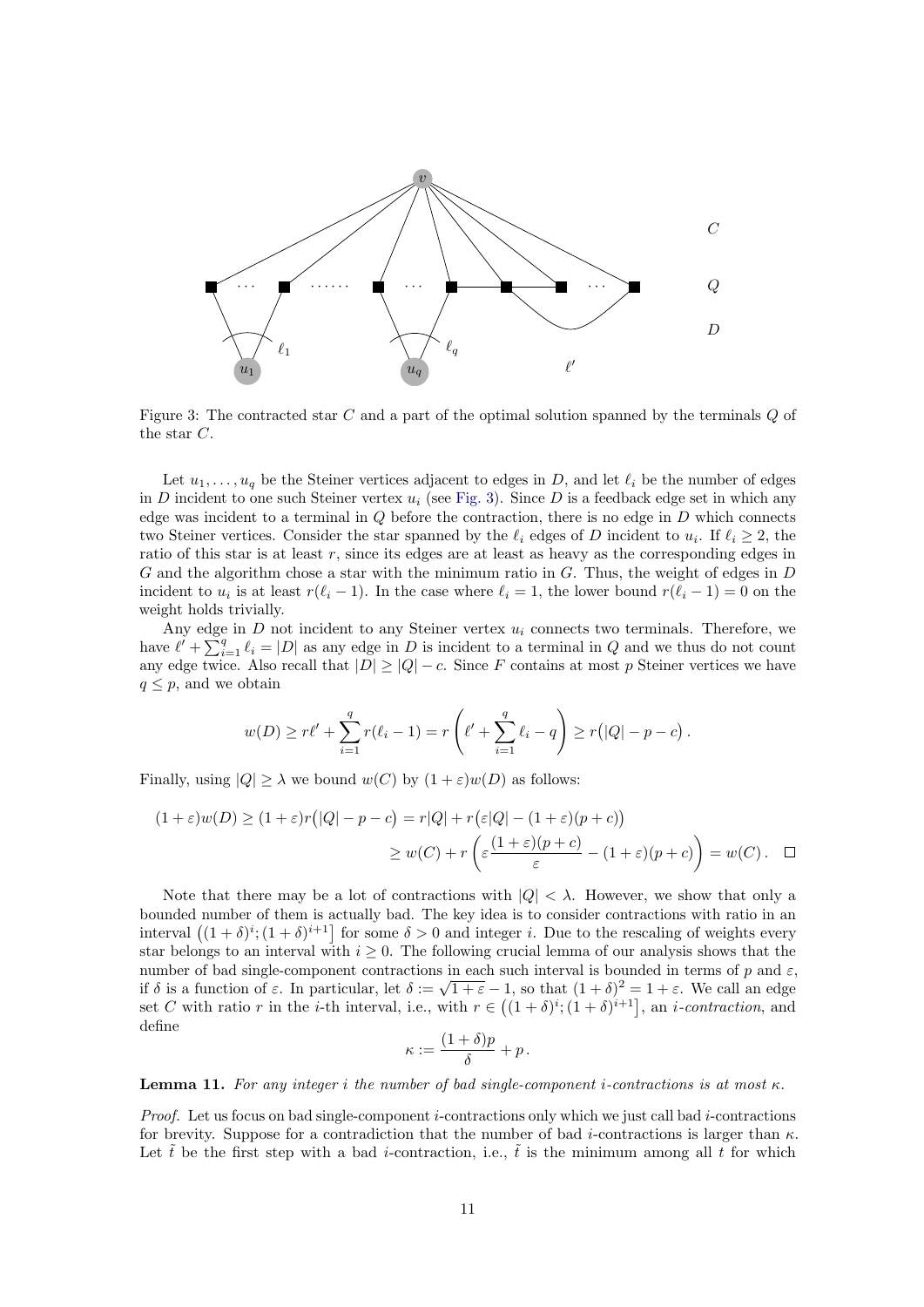Figure 3: The contracted star $C$ and a part of the optimal solution spanned by the terminals $Q$ of the star $C$.

Let $u_1, \ldots, u_q$ be the Steiner vertices adjacent to edges in $D$, and let $\ell_i$ be the number of edges in $D$ incident to one such Steiner vertex $u_i$ (see Fig. 3). Since $D$ is a feedback edge set in which any edge was incident to a terminal in $Q$ before the contraction, there is no edge in $D$ which connects two Steiner vertices. Consider the star spanned by the $\ell_i$ edges of $D$ incident to $u_i$. If $\ell_i \geq 2$, the ratio of this star is at least $r$, since its edges are at least as heavy as the corresponding edges in $G$ and the algorithm chose a star with the minimum ratio in $G$. Thus, the weight of edges in $D$ incident to $u_i$ is at least $r(\ell_i - 1)$. In the case where $\ell_i = 1$, the lower bound $r(\ell_i - 1) = 0$ on the weight holds trivially.

Any edge in $D$ not incident to any Steiner vertex $u_i$ connects two terminals. Therefore, we have $\ell' + \sum_{i=1}^{q} \ell_i = |D|$ as any edge in $D$ is incident to a terminal in $Q$ and we thus do not count any edge twice. Also recall that $|D| \geq |Q| - c$. Since $F$ contains at most $p$ Steiner vertices we have $q \leq p$, and we obtain

$$w(D) \geq r\ell' + \sum_{i=1}^{q} r(\ell_i - 1) = r\left(\ell' + \sum_{i=1}^{q} \ell_i - q\right) \geq r\big(|Q| - p - c\big).$$

Finally, using $|Q| \geq \lambda$ we bound $w(C)$ by $(1+\varepsilon)w(D)$ as follows:

$$\begin{aligned}(1+\varepsilon)w(D) &\geq (1+\varepsilon)r\big(|Q| - p - c\big) = r|Q| + r\big(\varepsilon|Q| - (1+\varepsilon)(p+c)\big) \\ &\geq w(C) + r\left(\varepsilon\frac{(1+\varepsilon)(p+c)}{\varepsilon} - (1+\varepsilon)(p+c)\right) = w(C). \qquad \square\end{aligned}$$

Note that there may be a lot of contractions with $|Q| < \lambda$. However, we show that only a bounded number of them is actually bad. The key idea is to consider contractions with ratio in an interval $\big((1+\delta)^i; (1+\delta)^{i+1}\big]$ for some $\delta > 0$ and integer $i$. Due to the rescaling of weights every star belongs to an interval with $i \geq 0$. The following crucial lemma of our analysis shows that the number of bad single-component contractions in each such interval is bounded in terms of $p$ and $\varepsilon$, if $\delta$ is a function of $\varepsilon$. In particular, let $\delta := \sqrt{1+\varepsilon} - 1$, so that $(1+\delta)^2 = 1 + \varepsilon$. We call an edge set $C$ with ratio $r$ in the $i$-th interval, i.e., with $r \in \big((1+\delta)^i; (1+\delta)^{i+1}\big]$, an *$i$-contraction*, and define

$$\kappa := \frac{(1+\delta)p}{\delta} + p.$$

**Lemma 11.** *For any integer $i$ the number of bad single-component $i$-contractions is at most $\kappa$.*

*Proof.* Let us focus on bad single-component $i$-contractions only which we just call bad $i$-contractions for brevity. Suppose for a contradiction that the number of bad $i$-contractions is larger than $\kappa$. Let $\tilde{t}$ be the first step with a bad $i$-contraction, i.e., $\tilde{t}$ is the minimum among all $t$ for which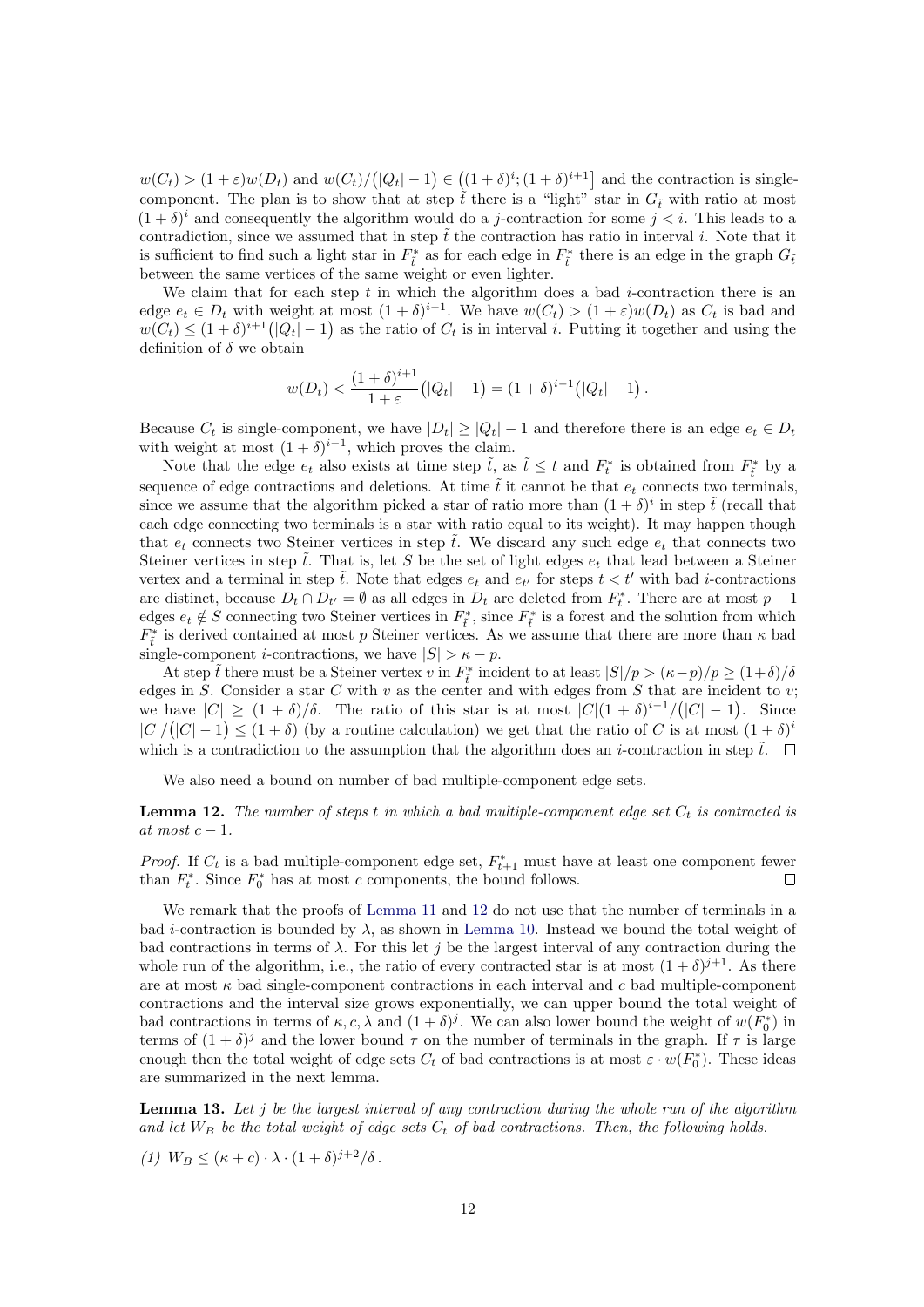$w(C_t) > (1+\varepsilon)w(D_t)$ and $w(C_t)/(|Q_t|-1) \in ((1+\delta)^i; (1+\delta)^{i+1}]$ and the contraction is single-component. The plan is to show that at step $\tilde{t}$ there is a "light" star in $G_{\tilde{t}}$ with ratio at most $(1+\delta)^i$ and consequently the algorithm would do a $j$-contraction for some $j < i$. This leads to a contradiction, since we assumed that in step $\tilde{t}$ the contraction has ratio in interval $i$. Note that it is sufficient to find such a light star in $F^*_{\tilde{t}}$ as for each edge in $F^*_{\tilde{t}}$ there is an edge in the graph $G_{\tilde{t}}$ between the same vertices of the same weight or even lighter.

We claim that for each step $t$ in which the algorithm does a bad $i$-contraction there is an edge $e_t \in D_t$ with weight at most $(1+\delta)^{i-1}$. We have $w(C_t) > (1+\varepsilon)w(D_t)$ as $C_t$ is bad and $w(C_t) \le (1+\delta)^{i+1}(|Q_t|-1)$ as the ratio of $C_t$ is in interval $i$. Putting it together and using the definition of $\delta$ we obtain

$$w(D_t) < \frac{(1+\delta)^{i+1}}{1+\varepsilon}(|Q_t|-1) = (1+\delta)^{i-1}(|Q_t|-1).$$

Because $C_t$ is single-component, we have $|D_t| \ge |Q_t|-1$ and therefore there is an edge $e_t \in D_t$ with weight at most $(1+\delta)^{i-1}$, which proves the claim.

Note that the edge $e_t$ also exists at time step $\tilde{t}$, as $\tilde{t} \le t$ and $F^*_t$ is obtained from $F^*_{\tilde{t}}$ by a sequence of edge contractions and deletions. At time $\tilde{t}$ it cannot be that $e_t$ connects two terminals, since we assume that the algorithm picked a star of ratio more than $(1+\delta)^i$ in step $\tilde{t}$ (recall that each edge connecting two terminals is a star with ratio equal to its weight). It may happen though that $e_t$ connects two Steiner vertices in step $\tilde{t}$. We discard any such edge $e_t$ that connects two Steiner vertices in step $\tilde{t}$. That is, let $S$ be the set of light edges $e_t$ that lead between a Steiner vertex and a terminal in step $\tilde{t}$. Note that edges $e_t$ and $e_{t'}$ for steps $t < t'$ with bad $i$-contractions are distinct, because $D_t \cap D_{t'} = \emptyset$ as all edges in $D_t$ are deleted from $F^*_t$. There are at most $p-1$ edges $e_t \notin S$ connecting two Steiner vertices in $F^*_{\tilde{t}}$, since $F^*_{\tilde{t}}$ is a forest and the solution from which $F^*_{\tilde{t}}$ is derived contained at most $p$ Steiner vertices. As we assume that there are more than $\kappa$ bad single-component $i$-contractions, we have $|S| > \kappa - p$.

At step $\tilde{t}$ there must be a Steiner vertex $v$ in $F^*_{\tilde{t}}$ incident to at least $|S|/p > (\kappa-p)/p \ge (1+\delta)/\delta$ edges in $S$. Consider a star $C$ with $v$ as the center and with edges from $S$ that are incident to $v$; we have $|C| \ge (1+\delta)/\delta$. The ratio of this star is at most $|C|(1+\delta)^{i-1}/(|C|-1)$. Since $|C|/(|C|-1) \le (1+\delta)$ (by a routine calculation) we get that the ratio of $C$ is at most $(1+\delta)^i$ which is a contradiction to the assumption that the algorithm does an $i$-contraction in step $\tilde{t}$. $\square$

We also need a bound on number of bad multiple-component edge sets.

**Lemma 12.** *The number of steps $t$ in which a bad multiple-component edge set $C_t$ is contracted is at most $c-1$.*

*Proof.* If $C_t$ is a bad multiple-component edge set, $F^*_{t+1}$ must have at least one component fewer than $F^*_t$. Since $F^*_0$ has at most $c$ components, the bound follows. $\square$

We remark that the proofs of Lemma 11 and 12 do not use that the number of terminals in a bad $i$-contraction is bounded by $\lambda$, as shown in Lemma 10. Instead we bound the total weight of bad contractions in terms of $\lambda$. For this let $j$ be the largest interval of any contraction during the whole run of the algorithm, i.e., the ratio of every contracted star is at most $(1+\delta)^{j+1}$. As there are at most $\kappa$ bad single-component contractions in each interval and $c$ bad multiple-component contractions and the interval size grows exponentially, we can upper bound the total weight of bad contractions in terms of $\kappa, c, \lambda$ and $(1+\delta)^j$. We can also lower bound the weight of $w(F^*_0)$ in terms of $(1+\delta)^j$ and the lower bound $\tau$ on the number of terminals in the graph. If $\tau$ is large enough then the total weight of edge sets $C_t$ of bad contractions is at most $\varepsilon \cdot w(F^*_0)$. These ideas are summarized in the next lemma.

**Lemma 13.** *Let $j$ be the largest interval of any contraction during the whole run of the algorithm and let $W_B$ be the total weight of edge sets $C_t$ of bad contractions. Then, the following holds.*

*(1)* $W_B \le (\kappa + c) \cdot \lambda \cdot (1+\delta)^{j+2}/\delta$.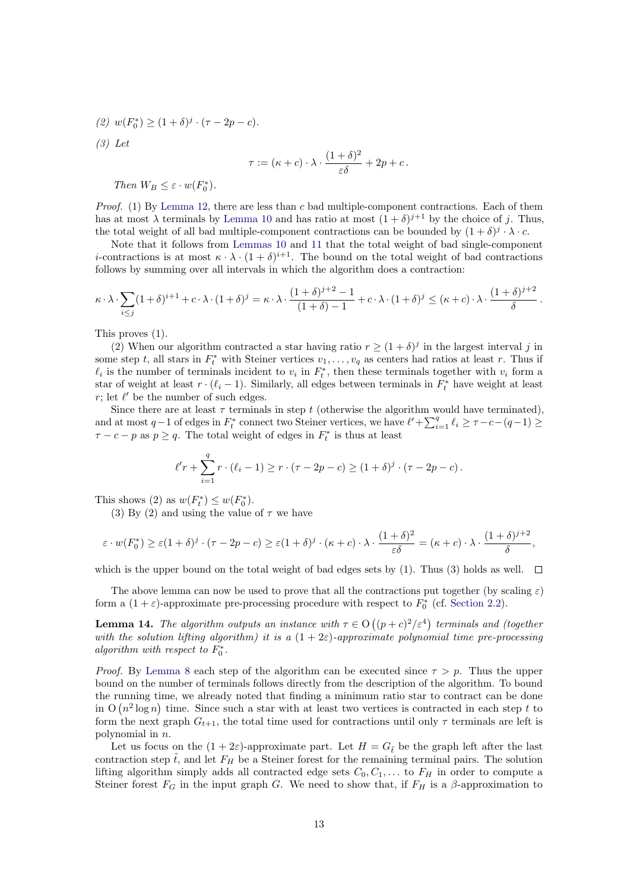*(2)* $w(F_0^*) \geq (1+\delta)^j \cdot (\tau - 2p - c)$.

*(3) Let*

$$\tau := (\kappa + c) \cdot \lambda \cdot \frac{(1+\delta)^2}{\varepsilon\delta} + 2p + c\,.$$

*Then* $W_B \leq \varepsilon \cdot w(F_0^*)$.

*Proof.* (1) By Lemma 12, there are less than $c$ bad multiple-component contractions. Each of them has at most $\lambda$ terminals by Lemma 10 and has ratio at most $(1+\delta)^{j+1}$ by the choice of $j$. Thus, the total weight of all bad multiple-component contractions can be bounded by $(1+\delta)^j \cdot \lambda \cdot c$.

Note that it follows from Lemmas 10 and 11 that the total weight of bad single-component $i$-contractions is at most $\kappa \cdot \lambda \cdot (1+\delta)^{i+1}$. The bound on the total weight of bad contractions follows by summing over all intervals in which the algorithm does a contraction:

$$\kappa \cdot \lambda \cdot \sum_{i \leq j} (1+\delta)^{i+1} + c \cdot \lambda \cdot (1+\delta)^j = \kappa \cdot \lambda \cdot \frac{(1+\delta)^{j+2} - 1}{(1+\delta) - 1} + c \cdot \lambda \cdot (1+\delta)^j \leq (\kappa + c) \cdot \lambda \cdot \frac{(1+\delta)^{j+2}}{\delta}\,.$$

This proves (1).

(2) When our algorithm contracted a star having ratio $r \geq (1+\delta)^j$ in the largest interval $j$ in some step $t$, all stars in $F_t^*$ with Steiner vertices $v_1, \ldots, v_q$ as centers had ratios at least $r$. Thus if $\ell_i$ is the number of terminals incident to $v_i$ in $F_t^*$, then these terminals together with $v_i$ form a star of weight at least $r \cdot (\ell_i - 1)$. Similarly, all edges between terminals in $F_t^*$ have weight at least $r$; let $\ell'$ be the number of such edges.

Since there are at least $\tau$ terminals in step $t$ (otherwise the algorithm would have terminated), and at most $q-1$ of edges in $F_t^*$ connect two Steiner vertices, we have $\ell' + \sum_{i=1}^{q} \ell_i \geq \tau - c - (q-1) \geq \tau - c - p$ as $p \geq q$. The total weight of edges in $F_t^*$ is thus at least

$$\ell' r + \sum_{i=1}^{q} r \cdot (\ell_i - 1) \geq r \cdot (\tau - 2p - c) \geq (1+\delta)^j \cdot (\tau - 2p - c)\,.$$

This shows (2) as $w(F_t^*) \leq w(F_0^*)$.

(3) By (2) and using the value of $\tau$ we have

$$\varepsilon \cdot w(F_0^*) \geq \varepsilon (1+\delta)^j \cdot (\tau - 2p - c) \geq \varepsilon (1+\delta)^j \cdot (\kappa + c) \cdot \lambda \cdot \frac{(1+\delta)^2}{\varepsilon\delta} = (\kappa + c) \cdot \lambda \cdot \frac{(1+\delta)^{j+2}}{\delta},$$

which is the upper bound on the total weight of bad edges sets by (1). Thus (3) holds as well. $\square$

The above lemma can now be used to prove that all the contractions put together (by scaling $\varepsilon$) form a $(1+\varepsilon)$-approximate pre-processing procedure with respect to $F_0^*$ (cf. Section 2.2).

**Lemma 14.** *The algorithm outputs an instance with $\tau \in \mathrm{O}\left((p+c)^2/\varepsilon^4\right)$ terminals and (together with the solution lifting algorithm) it is a $(1+2\varepsilon)$-approximate polynomial time pre-processing algorithm with respect to $F_0^*$.*

*Proof.* By Lemma 8 each step of the algorithm can be executed since $\tau > p$. Thus the upper bound on the number of terminals follows directly from the description of the algorithm. To bound the running time, we already noted that finding a minimum ratio star to contract can be done in $\mathrm{O}\left(n^2 \log n\right)$ time. Since such a star with at least two vertices is contracted in each step $t$ to form the next graph $G_{t+1}$, the total time used for contractions until only $\tau$ terminals are left is polynomial in $n$.

Let us focus on the $(1+2\varepsilon)$-approximate part. Let $H = G_{\tilde{t}}$ be the graph left after the last contraction step $\tilde{t}$, and let $F_H$ be a Steiner forest for the remaining terminal pairs. The solution lifting algorithm simply adds all contracted edge sets $C_0, C_1, \ldots$ to $F_H$ in order to compute a Steiner forest $F_G$ in the input graph $G$. We need to show that, if $F_H$ is a $\beta$-approximation to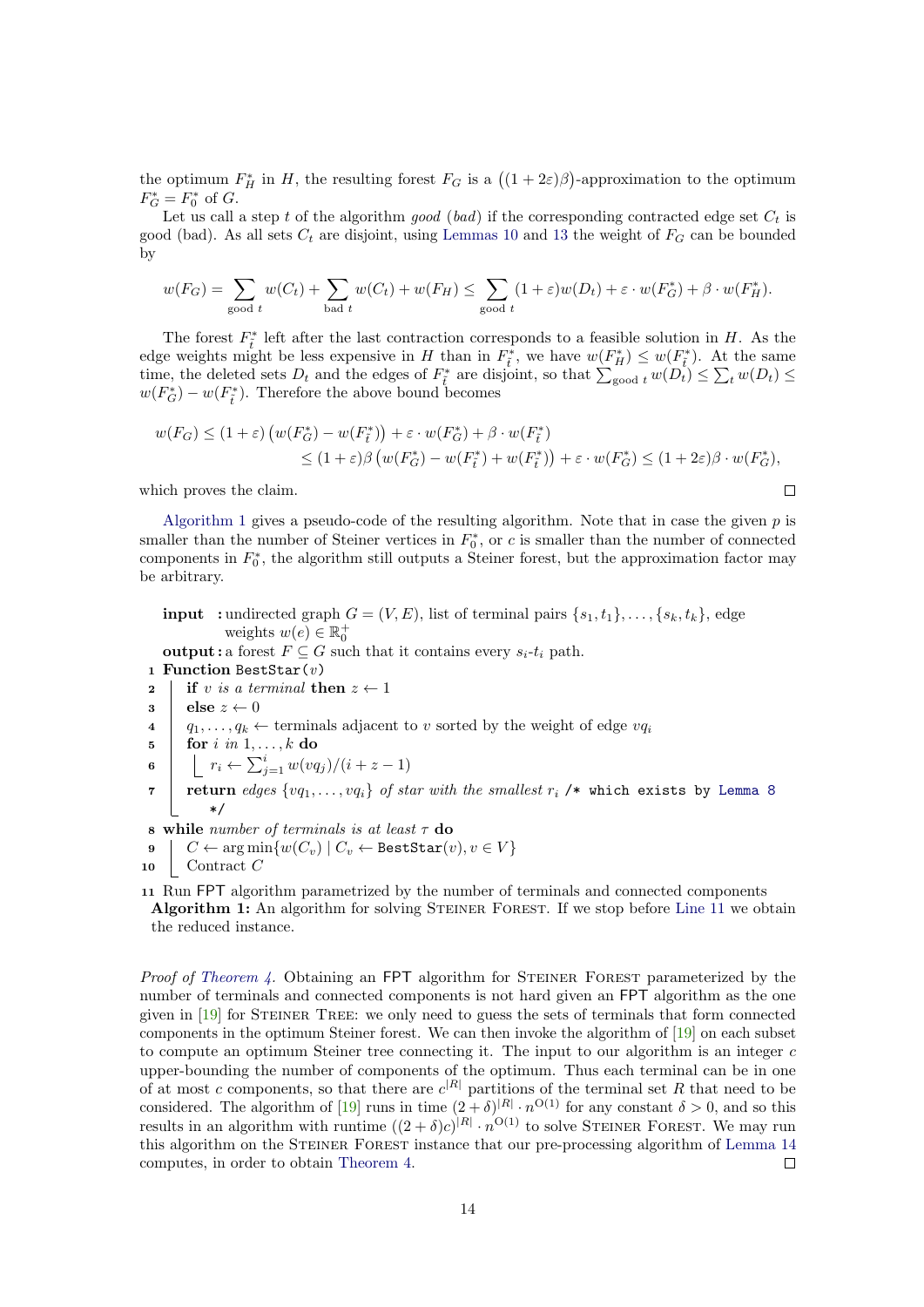the optimum $F_H^*$ in $H$, the resulting forest $F_G$ is a $\big((1+2\varepsilon)\beta\big)$-approximation to the optimum $F_G^* = F_0^*$ of $G$.

Let us call a step $t$ of the algorithm *good* (*bad*) if the corresponding contracted edge set $C_t$ is good (bad). As all sets $C_t$ are disjoint, using Lemmas 10 and 13 the weight of $F_G$ can be bounded by

$$w(F_G) = \sum_{\text{good } t} w(C_t) + \sum_{\text{bad } t} w(C_t) + w(F_H) \leq \sum_{\text{good } t} (1+\varepsilon) w(D_t) + \varepsilon \cdot w(F_G^*) + \beta \cdot w(F_H^*).$$

The forest $F_{\bar{t}}^*$ left after the last contraction corresponds to a feasible solution in $H$. As the edge weights might be less expensive in $H$ than in $F_{\bar{t}}^*$, we have $w(F_H^*) \leq w(F_{\bar{t}}^*)$. At the same time, the deleted sets $D_t$ and the edges of $F_{\bar{t}}^*$ are disjoint, so that $\sum_{\text{good } t} w(D_t) \leq \sum_t w(D_t) \leq w(F_G^*) - w(F_{\bar{t}}^*)$. Therefore the above bound becomes

$$\begin{aligned}
w(F_G) &\leq (1+\varepsilon)\left(w(F_G^*) - w(F_{\bar{t}}^*)\right) + \varepsilon \cdot w(F_G^*) + \beta \cdot w(F_{\bar{t}}^*) \\
&\leq (1+\varepsilon)\beta\left(w(F_G^*) - w(F_{\bar{t}}^*) + w(F_{\bar{t}}^*)\right) + \varepsilon \cdot w(F_G^*) \leq (1+2\varepsilon)\beta \cdot w(F_G^*),
\end{aligned}$$

which proves the claim. ◻

Algorithm 1 gives a pseudo-code of the resulting algorithm. Note that in case the given $p$ is smaller than the number of Steiner vertices in $F_0^*$, or $c$ is smaller than the number of connected components in $F_0^*$, the algorithm still outputs a Steiner forest, but the approximation factor may be arbitrary.

```
input  : undirected graph G = (V, E), list of terminal pairs {s_1, t_1}, ..., {s_k, t_k}, edge
         weights w(e) ∈ ℝ_0^+
output : a forest F ⊆ G such that it contains every s_i-t_i path.
1  Function BestStar(v)
2      if v is a terminal then z ← 1
3      else z ← 0
4      q_1, ..., q_k ← terminals adjacent to v sorted by the weight of edge vq_i
5      for i in 1, ..., k do
6          r_i ← Σ_{j=1}^{i} w(vq_j)/(i + z − 1)
7      return edges {vq_1, ..., vq_i} of star with the smallest r_i /* which exists by Lemma 8
           */
8  while number of terminals is at least τ do
9      C ← arg min{w(C_v) | C_v ← BestStar(v), v ∈ V}
10     Contract C
11 Run FPT algorithm parametrized by the number of terminals and connected components
```

**Algorithm 1:** An algorithm for solving Steiner Forest. If we stop before Line 11 we obtain the reduced instance.

*Proof of Theorem 4.* Obtaining an FPT algorithm for Steiner Forest parameterized by the number of terminals and connected components is not hard given an FPT algorithm as the one given in [19] for Steiner Tree: we only need to guess the sets of terminals that form connected components in the optimum Steiner forest. We can then invoke the algorithm of [19] on each subset to compute an optimum Steiner tree connecting it. The input to our algorithm is an integer $c$ upper-bounding the number of components of the optimum. Thus each terminal can be in one of at most $c$ components, so that there are $c^{|R|}$ partitions of the terminal set $R$ that need to be considered. The algorithm of [19] runs in time $(2+\delta)^{|R|} \cdot n^{\mathrm{O}(1)}$ for any constant $\delta > 0$, and so this results in an algorithm with runtime $((2+\delta)c)^{|R|} \cdot n^{\mathrm{O}(1)}$ to solve Steiner Forest. We may run this algorithm on the Steiner Forest instance that our pre-processing algorithm of Lemma 14 computes, in order to obtain Theorem 4. ◻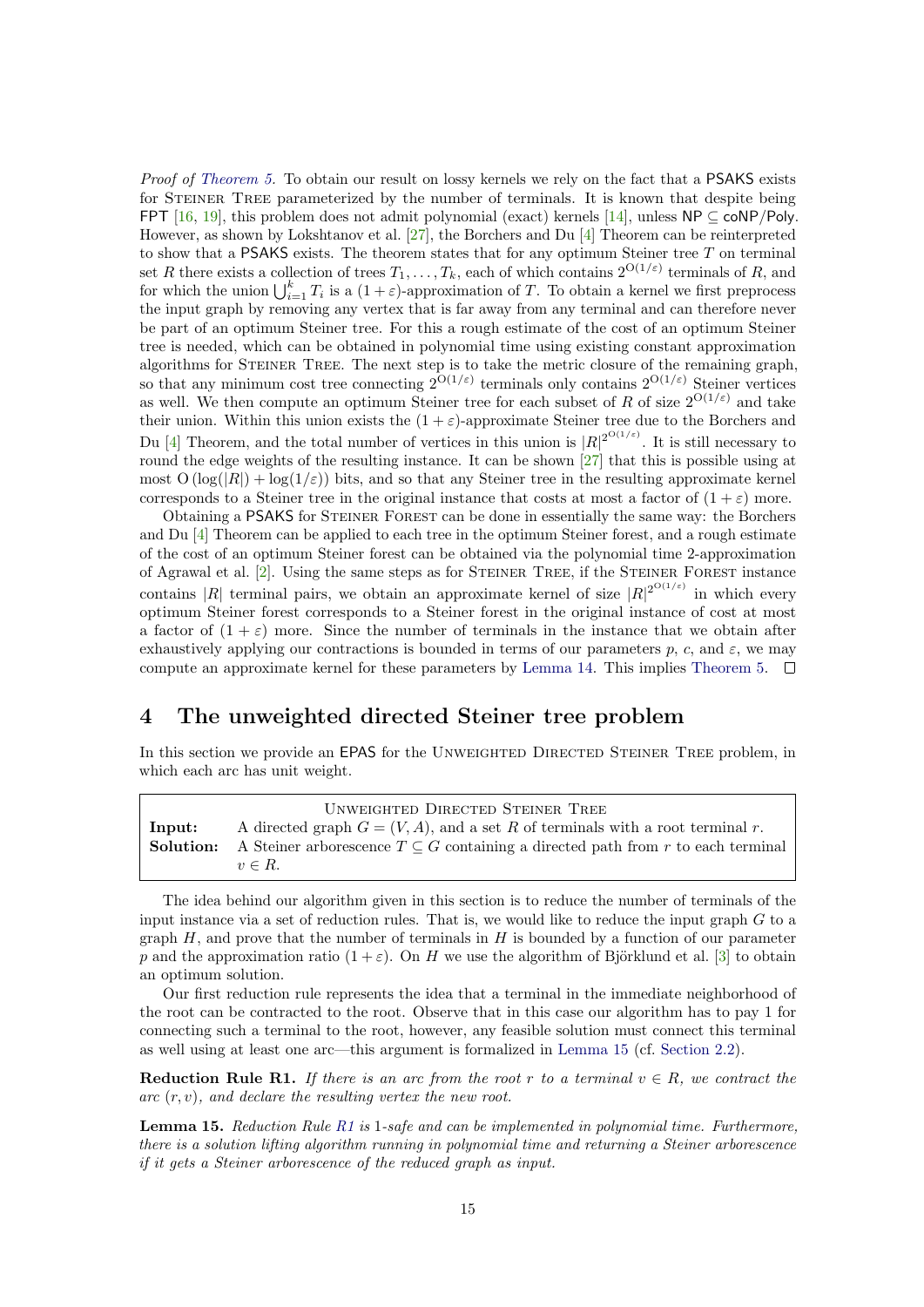*Proof of Theorem 5.* To obtain our result on lossy kernels we rely on the fact that a PSAKS exists for Steiner Tree parameterized by the number of terminals. It is known that despite being FPT [16, 19], this problem does not admit polynomial (exact) kernels [14], unless NP $\subseteq$ coNP/Poly. However, as shown by Lokshtanov et al. [27], the Borchers and Du [4] Theorem can be reinterpreted to show that a PSAKS exists. The theorem states that for any optimum Steiner tree $T$ on terminal set $R$ there exists a collection of trees $T_1, \ldots, T_k$, each of which contains $2^{O(1/\varepsilon)}$ terminals of $R$, and for which the union $\bigcup_{i=1}^{k} T_i$ is a $(1+\varepsilon)$-approximation of $T$. To obtain a kernel we first preprocess the input graph by removing any vertex that is far away from any terminal and can therefore never be part of an optimum Steiner tree. For this a rough estimate of the cost of an optimum Steiner tree is needed, which can be obtained in polynomial time using existing constant approximation algorithms for Steiner Tree. The next step is to take the metric closure of the remaining graph, so that any minimum cost tree connecting $2^{O(1/\varepsilon)}$ terminals only contains $2^{O(1/\varepsilon)}$ Steiner vertices as well. We then compute an optimum Steiner tree for each subset of $R$ of size $2^{O(1/\varepsilon)}$ and take their union. Within this union exists the $(1+\varepsilon)$-approximate Steiner tree due to the Borchers and Du [4] Theorem, and the total number of vertices in this union is $|R|^{2^{O(1/\varepsilon)}}$. It is still necessary to round the edge weights of the resulting instance. It can be shown [27] that this is possible using at most $O(\log(|R|) + \log(1/\varepsilon))$ bits, and so that any Steiner tree in the resulting approximate kernel corresponds to a Steiner tree in the original instance that costs at most a factor of $(1+\varepsilon)$ more.

Obtaining a PSAKS for Steiner Forest can be done in essentially the same way: the Borchers and Du [4] Theorem can be applied to each tree in the optimum Steiner forest, and a rough estimate of the cost of an optimum Steiner forest can be obtained via the polynomial time 2-approximation of Agrawal et al. [2]. Using the same steps as for Steiner Tree, if the Steiner Forest instance contains $|R|$ terminal pairs, we obtain an approximate kernel of size $|R|^{2^{O(1/\varepsilon)}}$ in which every optimum Steiner forest corresponds to a Steiner forest in the original instance of cost at most a factor of $(1+\varepsilon)$ more. Since the number of terminals in the instance that we obtain after exhaustively applying our contractions is bounded in terms of our parameters $p$, $c$, and $\varepsilon$, we may compute an approximate kernel for these parameters by Lemma 14. This implies Theorem 5. $\square$

# 4 The unweighted directed Steiner tree problem

In this section we provide an EPAS for the Unweighted Directed Steiner Tree problem, in which each arc has unit weight.

| Unweighted Directed Steiner Tree | |
|---|---|
| **Input:** | A directed graph $G = (V, A)$, and a set $R$ of terminals with a root terminal $r$. |
| **Solution:** | A Steiner arborescence $T \subseteq G$ containing a directed path from $r$ to each terminal $v \in R$. |

The idea behind our algorithm given in this section is to reduce the number of terminals of the input instance via a set of reduction rules. That is, we would like to reduce the input graph $G$ to a graph $H$, and prove that the number of terminals in $H$ is bounded by a function of our parameter $p$ and the approximation ratio $(1+\varepsilon)$. On $H$ we use the algorithm of Björklund et al. [3] to obtain an optimum solution.

Our first reduction rule represents the idea that a terminal in the immediate neighborhood of the root can be contracted to the root. Observe that in this case our algorithm has to pay 1 for connecting such a terminal to the root, however, any feasible solution must connect this terminal as well using at least one arc—this argument is formalized in Lemma 15 (cf. Section 2.2).

**Reduction Rule R1.** *If there is an arc from the root $r$ to a terminal $v \in R$, we contract the arc $(r, v)$, and declare the resulting vertex the new root.*

**Lemma 15.** *Reduction Rule R1 is 1-safe and can be implemented in polynomial time. Furthermore, there is a solution lifting algorithm running in polynomial time and returning a Steiner arborescence if it gets a Steiner arborescence of the reduced graph as input.*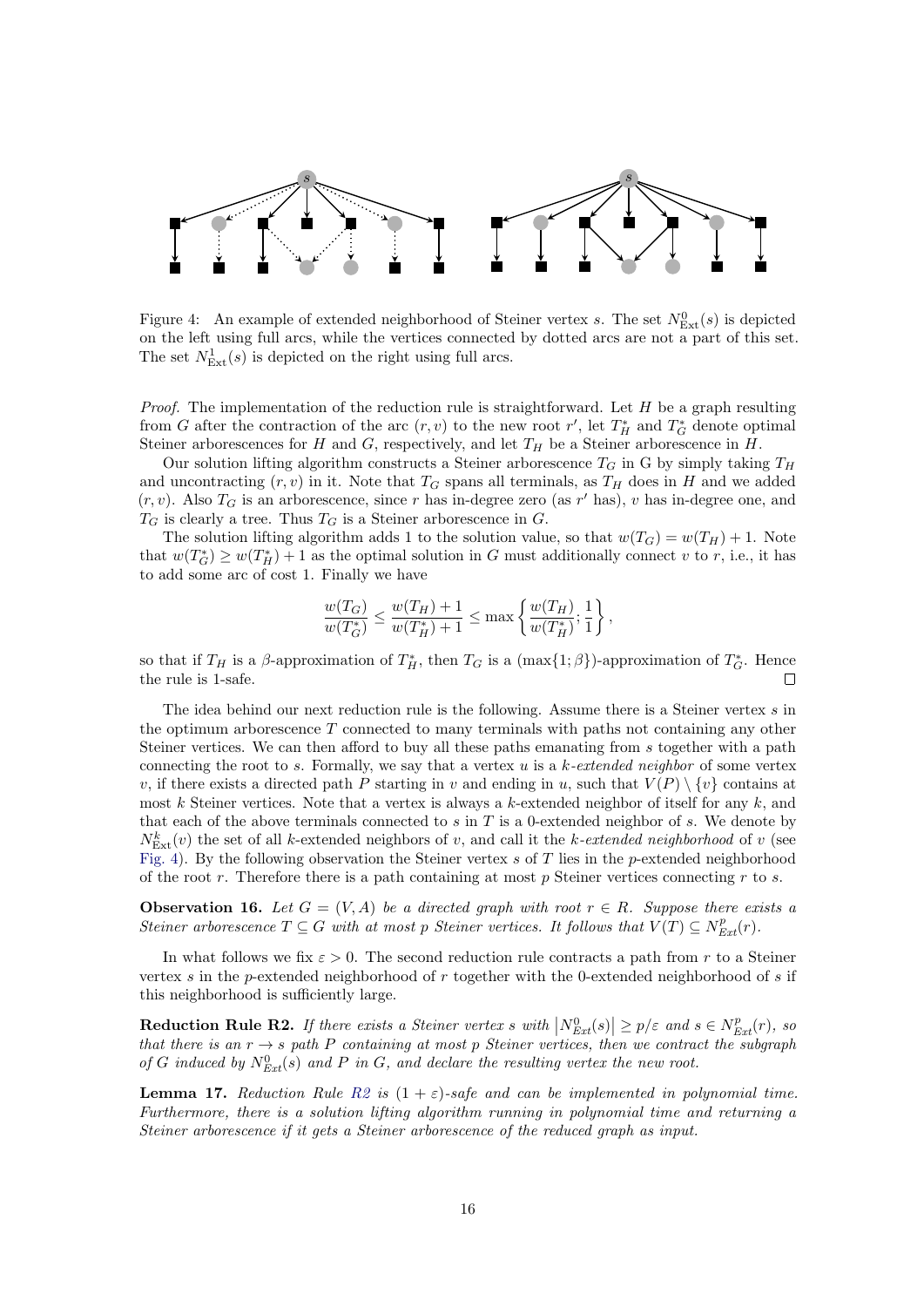Figure 4: An example of extended neighborhood of Steiner vertex $s$. The set $N^0_{\text{Ext}}(s)$ is depicted on the left using full arcs, while the vertices connected by dotted arcs are not a part of this set. The set $N^1_{\text{Ext}}(s)$ is depicted on the right using full arcs.

*Proof.* The implementation of the reduction rule is straightforward. Let $H$ be a graph resulting from $G$ after the contraction of the arc $(r, v)$ to the new root $r'$, let $T^*_H$ and $T^*_G$ denote optimal Steiner arborescences for $H$ and $G$, respectively, and let $T_H$ be a Steiner arborescence in $H$.

Our solution lifting algorithm constructs a Steiner arborescence $T_G$ in G by simply taking $T_H$ and uncontracting $(r, v)$ in it. Note that $T_G$ spans all terminals, as $T_H$ does in $H$ and we added $(r, v)$. Also $T_G$ is an arborescence, since $r$ has in-degree zero (as $r'$ has), $v$ has in-degree one, and $T_G$ is clearly a tree. Thus $T_G$ is a Steiner arborescence in $G$.

The solution lifting algorithm adds 1 to the solution value, so that $w(T_G) = w(T_H) + 1$. Note that $w(T^*_G) \geq w(T^*_H) + 1$ as the optimal solution in $G$ must additionally connect $v$ to $r$, i.e., it has to add some arc of cost 1. Finally we have

$$\frac{w(T_G)}{w(T^*_G)} \leq \frac{w(T_H) + 1}{w(T^*_H) + 1} \leq \max\left\{\frac{w(T_H)}{w(T^*_H)}; \frac{1}{1}\right\},$$

so that if $T_H$ is a $\beta$-approximation of $T^*_H$, then $T_G$ is a $(\max\{1; \beta\})$-approximation of $T^*_G$. Hence the rule is 1-safe. □

The idea behind our next reduction rule is the following. Assume there is a Steiner vertex $s$ in the optimum arborescence $T$ connected to many terminals with paths not containing any other Steiner vertices. We can then afford to buy all these paths emanating from $s$ together with a path connecting the root to $s$. Formally, we say that a vertex $u$ is a *$k$-extended neighbor* of some vertex $v$, if there exists a directed path $P$ starting in $v$ and ending in $u$, such that $V(P) \setminus \{v\}$ contains at most $k$ Steiner vertices. Note that a vertex is always a $k$-extended neighbor of itself for any $k$, and that each of the above terminals connected to $s$ in $T$ is a 0-extended neighbor of $s$. We denote by $N^k_{\text{Ext}}(v)$ the set of all $k$-extended neighbors of $v$, and call it the *$k$-extended neighborhood* of $v$ (see Fig. 4). By the following observation the Steiner vertex $s$ of $T$ lies in the $p$-extended neighborhood of the root $r$. Therefore there is a path containing at most $p$ Steiner vertices connecting $r$ to $s$.

**Observation 16.** *Let $G = (V, A)$ be a directed graph with root $r \in R$. Suppose there exists a Steiner arborescence $T \subseteq G$ with at most $p$ Steiner vertices. It follows that $V(T) \subseteq N^p_{Ext}(r)$.*

In what follows we fix $\varepsilon > 0$. The second reduction rule contracts a path from $r$ to a Steiner vertex $s$ in the $p$-extended neighborhood of $r$ together with the 0-extended neighborhood of $s$ if this neighborhood is sufficiently large.

**Reduction Rule R2.** *If there exists a Steiner vertex $s$ with $\left|N^0_{Ext}(s)\right| \geq p/\varepsilon$ and $s \in N^p_{Ext}(r)$, so that there is an $r \to s$ path $P$ containing at most $p$ Steiner vertices, then we contract the subgraph of $G$ induced by $N^0_{Ext}(s)$ and $P$ in $G$, and declare the resulting vertex the new root.*

**Lemma 17.** *Reduction Rule R2 is $(1 + \varepsilon)$-safe and can be implemented in polynomial time. Furthermore, there is a solution lifting algorithm running in polynomial time and returning a Steiner arborescence if it gets a Steiner arborescence of the reduced graph as input.*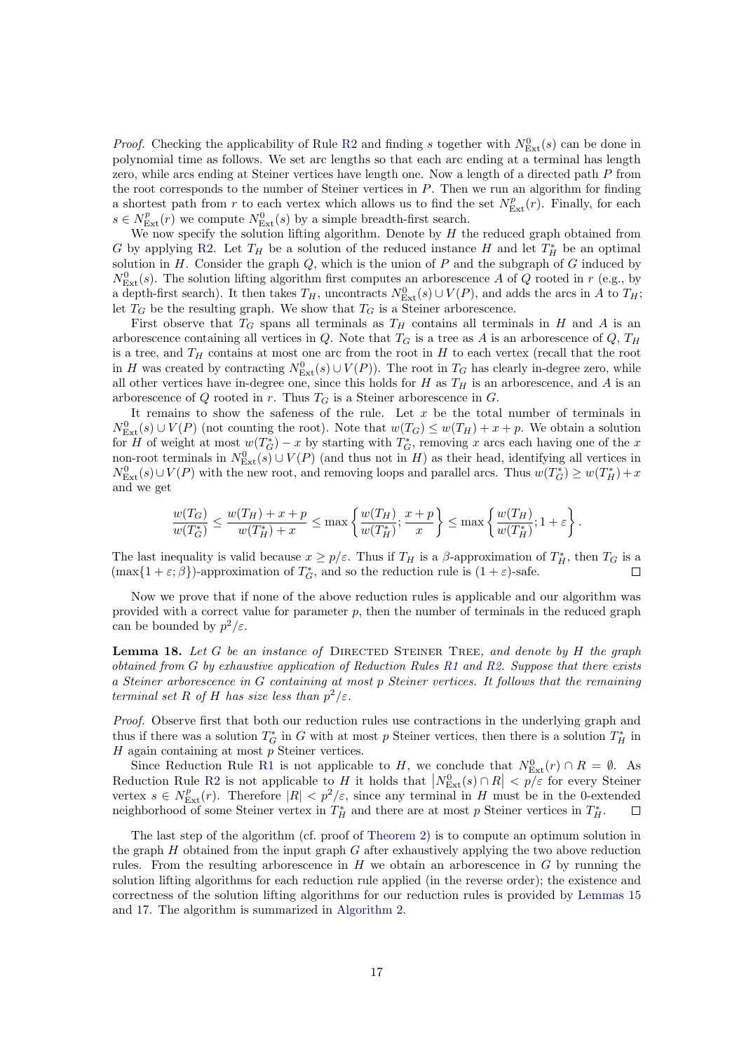*Proof.* Checking the applicability of Rule R2 and finding $s$ together with $N^0_{\text{Ext}}(s)$ can be done in polynomial time as follows. We set arc lengths so that each arc ending at a terminal has length zero, while arcs ending at Steiner vertices have length one. Now a length of a directed path $P$ from the root corresponds to the number of Steiner vertices in $P$. Then we run an algorithm for finding a shortest path from $r$ to each vertex which allows us to find the set $N^p_{\text{Ext}}(r)$. Finally, for each $s \in N^p_{\text{Ext}}(r)$ we compute $N^0_{\text{Ext}}(s)$ by a simple breadth-first search.

We now specify the solution lifting algorithm. Denote by $H$ the reduced graph obtained from $G$ by applying R2. Let $T_H$ be a solution of the reduced instance $H$ and let $T^*_H$ be an optimal solution in $H$. Consider the graph $Q$, which is the union of $P$ and the subgraph of $G$ induced by $N^0_{\text{Ext}}(s)$. The solution lifting algorithm first computes an arborescence $A$ of $Q$ rooted in $r$ (e.g., by a depth-first search). It then takes $T_H$, uncontracts $N^0_{\text{Ext}}(s) \cup V(P)$, and adds the arcs in $A$ to $T_H$; let $T_G$ be the resulting graph. We show that $T_G$ is a Steiner arborescence.

First observe that $T_G$ spans all terminals as $T_H$ contains all terminals in $H$ and $A$ is an arborescence containing all vertices in $Q$. Note that $T_G$ is a tree as $A$ is an arborescence of $Q$, $T_H$ is a tree, and $T_H$ contains at most one arc from the root in $H$ to each vertex (recall that the root in $H$ was created by contracting $N^0_{\text{Ext}}(s) \cup V(P)$). The root in $T_G$ has clearly in-degree zero, while all other vertices have in-degree one, since this holds for $H$ as $T_H$ is an arborescence, and $A$ is an arborescence of $Q$ rooted in $r$. Thus $T_G$ is a Steiner arborescence in $G$.

It remains to show the safeness of the rule. Let $x$ be the total number of terminals in $N^0_{\text{Ext}}(s) \cup V(P)$ (not counting the root). Note that $w(T_G) \leq w(T_H) + x + p$. We obtain a solution for $H$ of weight at most $w(T^*_G) - x$ by starting with $T^*_G$, removing $x$ arcs each having one of the $x$ non-root terminals in $N^0_{\text{Ext}}(s) \cup V(P)$ (and thus not in $H$) as their head, identifying all vertices in $N^0_{\text{Ext}}(s) \cup V(P)$ with the new root, and removing loops and parallel arcs. Thus $w(T^*_G) \geq w(T^*_H) + x$ and we get

$$\frac{w(T_G)}{w(T^*_G)} \leq \frac{w(T_H) + x + p}{w(T^*_H) + x} \leq \max\left\{\frac{w(T_H)}{w(T^*_H)}; \frac{x+p}{x}\right\} \leq \max\left\{\frac{w(T_H)}{w(T^*_H)}; 1+\varepsilon\right\}.$$

The last inequality is valid because $x \geq p/\varepsilon$. Thus if $T_H$ is a $\beta$-approximation of $T^*_H$, then $T_G$ is a $(\max\{1+\varepsilon; \beta\})$-approximation of $T^*_G$, and so the reduction rule is $(1+\varepsilon)$-safe. ◻

Now we prove that if none of the above reduction rules is applicable and our algorithm was provided with a correct value for parameter $p$, then the number of terminals in the reduced graph can be bounded by $p^2/\varepsilon$.

**Lemma 18.** *Let $G$ be an instance of* Directed Steiner Tree*, and denote by $H$ the graph obtained from $G$ by exhaustive application of Reduction Rules R1 and R2. Suppose that there exists a Steiner arborescence in $G$ containing at most $p$ Steiner vertices. It follows that the remaining terminal set $R$ of $H$ has size less than $p^2/\varepsilon$.*

*Proof.* Observe first that both our reduction rules use contractions in the underlying graph and thus if there was a solution $T^*_G$ in $G$ with at most $p$ Steiner vertices, then there is a solution $T^*_H$ in $H$ again containing at most $p$ Steiner vertices.

Since Reduction Rule R1 is not applicable to $H$, we conclude that $N^0_{\text{Ext}}(r) \cap R = \emptyset$. As Reduction Rule R2 is not applicable to $H$ it holds that $\left|N^0_{\text{Ext}}(s) \cap R\right| < p/\varepsilon$ for every Steiner vertex $s \in N^p_{\text{Ext}}(r)$. Therefore $|R| < p^2/\varepsilon$, since any terminal in $H$ must be in the 0-extended neighborhood of some Steiner vertex in $T^*_H$ and there are at most $p$ Steiner vertices in $T^*_H$. ◻

The last step of the algorithm (cf. proof of Theorem 2) is to compute an optimum solution in the graph $H$ obtained from the input graph $G$ after exhaustively applying the two above reduction rules. From the resulting arborescence in $H$ we obtain an arborescence in $G$ by running the solution lifting algorithms for each reduction rule applied (in the reverse order); the existence and correctness of the solution lifting algorithms for our reduction rules is provided by Lemmas 15 and 17. The algorithm is summarized in Algorithm 2.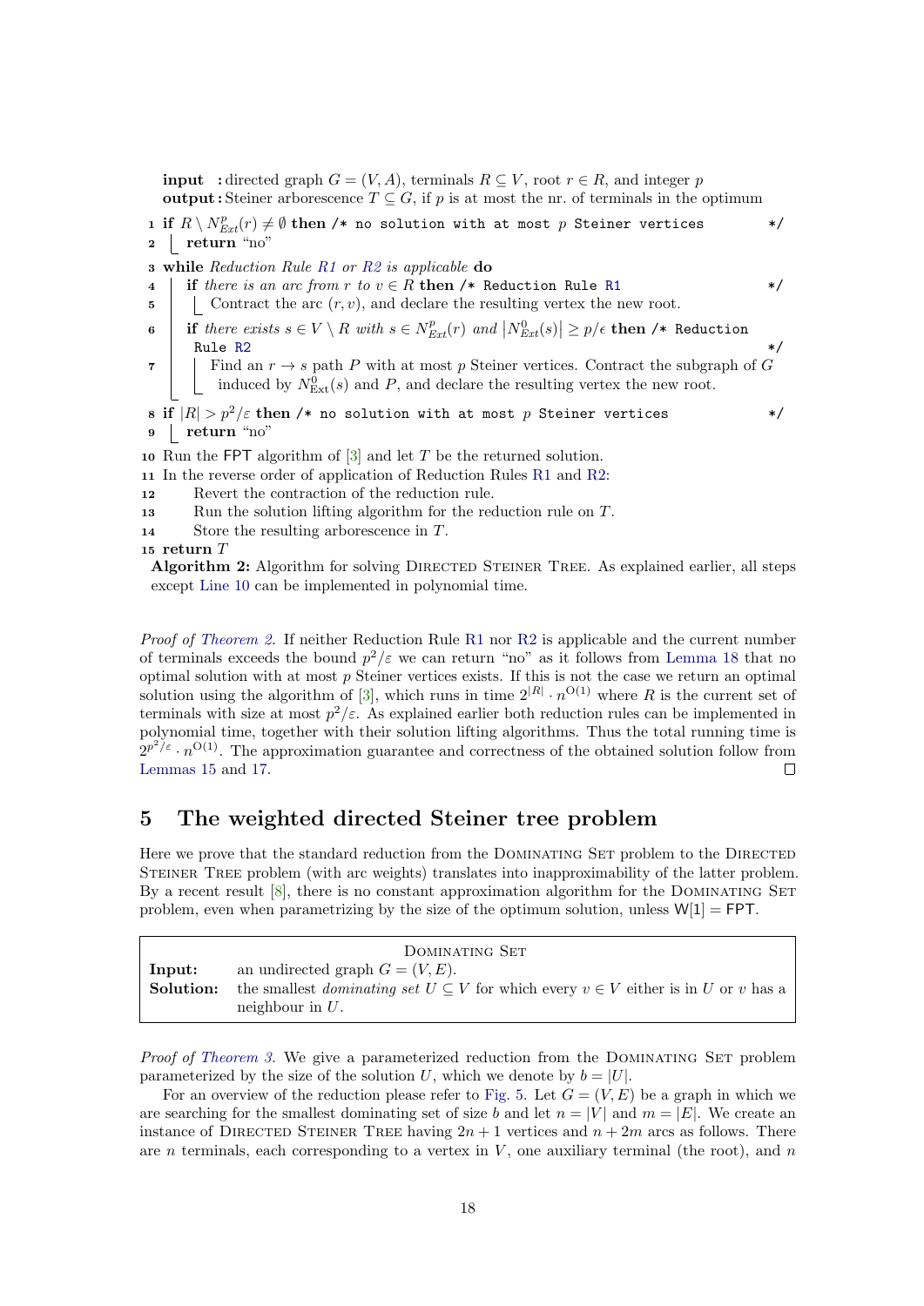**input** : directed graph $G = (V, A)$, terminals $R \subseteq V$, root $r \in R$, and integer $p$
**output** : Steiner arborescence $T \subseteq G$, if $p$ is at most the nr. of terminals in the optimum

```
1  if R \ N^p_Ext(r) ≠ ∅ then /* no solution with at most p Steiner vertices */
2      return "no"
3  while Reduction Rule R1 or R2 is applicable do
4      if there is an arc from r to v ∈ R then /* Reduction Rule R1 */
5          Contract the arc (r, v), and declare the resulting vertex the new root.
6      if there exists s ∈ V \ R with s ∈ N^p_Ext(r) and |N^0_Ext(s)| ≥ p/ϵ then /* Reduction Rule R2 */
7          Find an r → s path P with at most p Steiner vertices. Contract the subgraph of G
           induced by N^0_Ext(s) and P, and declare the resulting vertex the new root.
8  if |R| > p^2/ε then /* no solution with at most p Steiner vertices */
9      return "no"
10 Run the FPT algorithm of [3] and let T be the returned solution.
11 In the reverse order of application of Reduction Rules R1 and R2:
12     Revert the contraction of the reduction rule.
13     Run the solution lifting algorithm for the reduction rule on T.
14     Store the resulting arborescence in T.
15 return T
```

**Algorithm 2:** Algorithm for solving Directed Steiner Tree. As explained earlier, all steps except Line 10 can be implemented in polynomial time.

*Proof of Theorem 2.* If neither Reduction Rule R1 nor R2 is applicable and the current number of terminals exceeds the bound $p^2/\varepsilon$ we can return "no" as it follows from Lemma 18 that no optimal solution with at most $p$ Steiner vertices exists. If this is not the case we return an optimal solution using the algorithm of [3], which runs in time $2^{|R|} \cdot n^{O(1)}$ where $R$ is the current set of terminals with size at most $p^2/\varepsilon$. As explained earlier both reduction rules can be implemented in polynomial time, together with their solution lifting algorithms. Thus the total running time is $2^{p^2/\varepsilon} \cdot n^{O(1)}$. The approximation guarantee and correctness of the obtained solution follow from Lemmas 15 and 17. □

## 5 The weighted directed Steiner tree problem

Here we prove that the standard reduction from the Dominating Set problem to the Directed Steiner Tree problem (with arc weights) translates into inapproximability of the latter problem. By a recent result [8], there is no constant approximation algorithm for the Dominating Set problem, even when parametrizing by the size of the optimum solution, unless W[1] = FPT.

| Dominating Set | |
|---|---|
| **Input:** | an undirected graph $G = (V, E)$. |
| **Solution:** | the smallest *dominating set* $U \subseteq V$ for which every $v \in V$ either is in $U$ or $v$ has a neighbour in $U$. |

*Proof of Theorem 3.* We give a parameterized reduction from the Dominating Set problem parameterized by the size of the solution $U$, which we denote by $b = |U|$.

For an overview of the reduction please refer to Fig. 5. Let $G = (V, E)$ be a graph in which we are searching for the smallest dominating set of size $b$ and let $n = |V|$ and $m = |E|$. We create an instance of Directed Steiner Tree having $2n + 1$ vertices and $n + 2m$ arcs as follows. There are $n$ terminals, each corresponding to a vertex in $V$, one auxiliary terminal (the root), and $n$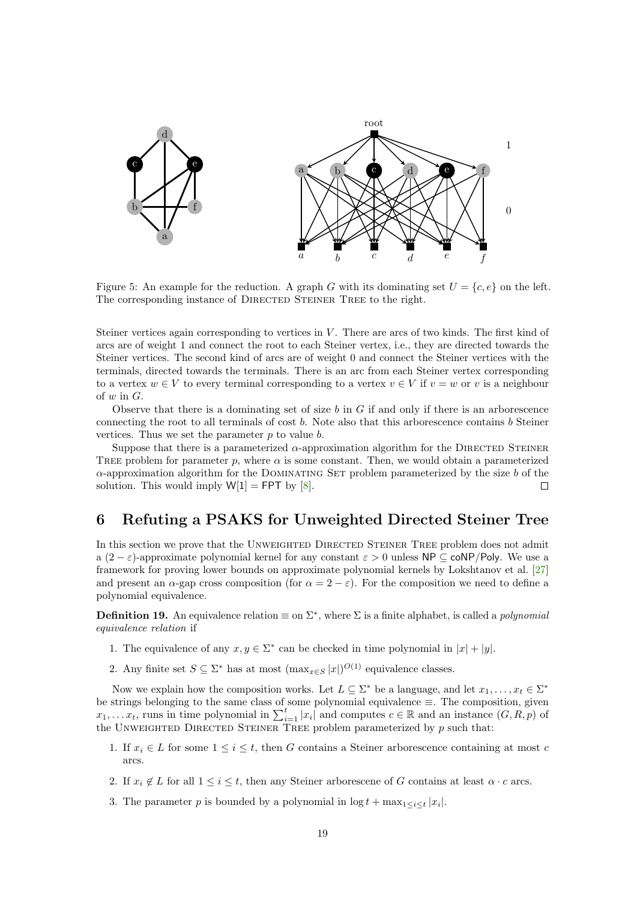Figure 5: An example for the reduction. A graph $G$ with its dominating set $U = \{c, e\}$ on the left. The corresponding instance of Directed Steiner Tree to the right.

Steiner vertices again corresponding to vertices in $V$. There are arcs of two kinds. The first kind of arcs are of weight 1 and connect the root to each Steiner vertex, i.e., they are directed towards the Steiner vertices. The second kind of arcs are of weight 0 and connect the Steiner vertices with the terminals, directed towards the terminals. There is an arc from each Steiner vertex corresponding to a vertex $w \in V$ to every terminal corresponding to a vertex $v \in V$ if $v = w$ or $v$ is a neighbour of $w$ in $G$.

Observe that there is a dominating set of size $b$ in $G$ if and only if there is an arborescence connecting the root to all terminals of cost $b$. Note also that this arborescence contains $b$ Steiner vertices. Thus we set the parameter $p$ to value $b$.

Suppose that there is a parameterized $\alpha$-approximation algorithm for the Directed Steiner Tree problem for parameter $p$, where $\alpha$ is some constant. Then, we would obtain a parameterized $\alpha$-approximation algorithm for the Dominating Set problem parameterized by the size $b$ of the solution. This would imply $\mathsf{W[1]} = \mathsf{FPT}$ by [8]. □

## 6 Refuting a PSAKS for Unweighted Directed Steiner Tree

In this section we prove that the Unweighted Directed Steiner Tree problem does not admit a $(2 - \varepsilon)$-approximate polynomial kernel for any constant $\varepsilon > 0$ unless $\mathsf{NP} \subseteq \mathsf{coNP/Poly}$. We use a framework for proving lower bounds on approximate polynomial kernels by Lokshtanov et al. [27] and present an $\alpha$-gap cross composition (for $\alpha = 2 - \varepsilon$). For the composition we need to define a polynomial equivalence.

**Definition 19.** An equivalence relation $\equiv$ on $\Sigma^*$, where $\Sigma$ is a finite alphabet, is called a *polynomial equivalence relation* if

1. The equivalence of any $x, y \in \Sigma^*$ can be checked in time polynomial in $|x| + |y|$.
2. Any finite set $S \subseteq \Sigma^*$ has at most $(\max_{x \in S} |x|)^{O(1)}$ equivalence classes.

Now we explain how the composition works. Let $L \subseteq \Sigma^*$ be a language, and let $x_1, \ldots, x_t \in \Sigma^*$ be strings belonging to the same class of some polynomial equivalence $\equiv$. The composition, given $x_1, \ldots x_t$, runs in time polynomial in $\sum_{i=1}^{t} |x_i|$ and computes $c \in \mathbb{R}$ and an instance $(G, R, p)$ of the Unweighted Directed Steiner Tree problem parameterized by $p$ such that:

1. If $x_i \in L$ for some $1 \leq i \leq t$, then $G$ contains a Steiner arborescence containing at most $c$ arcs.
2. If $x_i \notin L$ for all $1 \leq i \leq t$, then any Steiner arborescene of $G$ contains at least $\alpha \cdot c$ arcs.
3. The parameter $p$ is bounded by a polynomial in $\log t + \max_{1 \leq i \leq t} |x_i|$.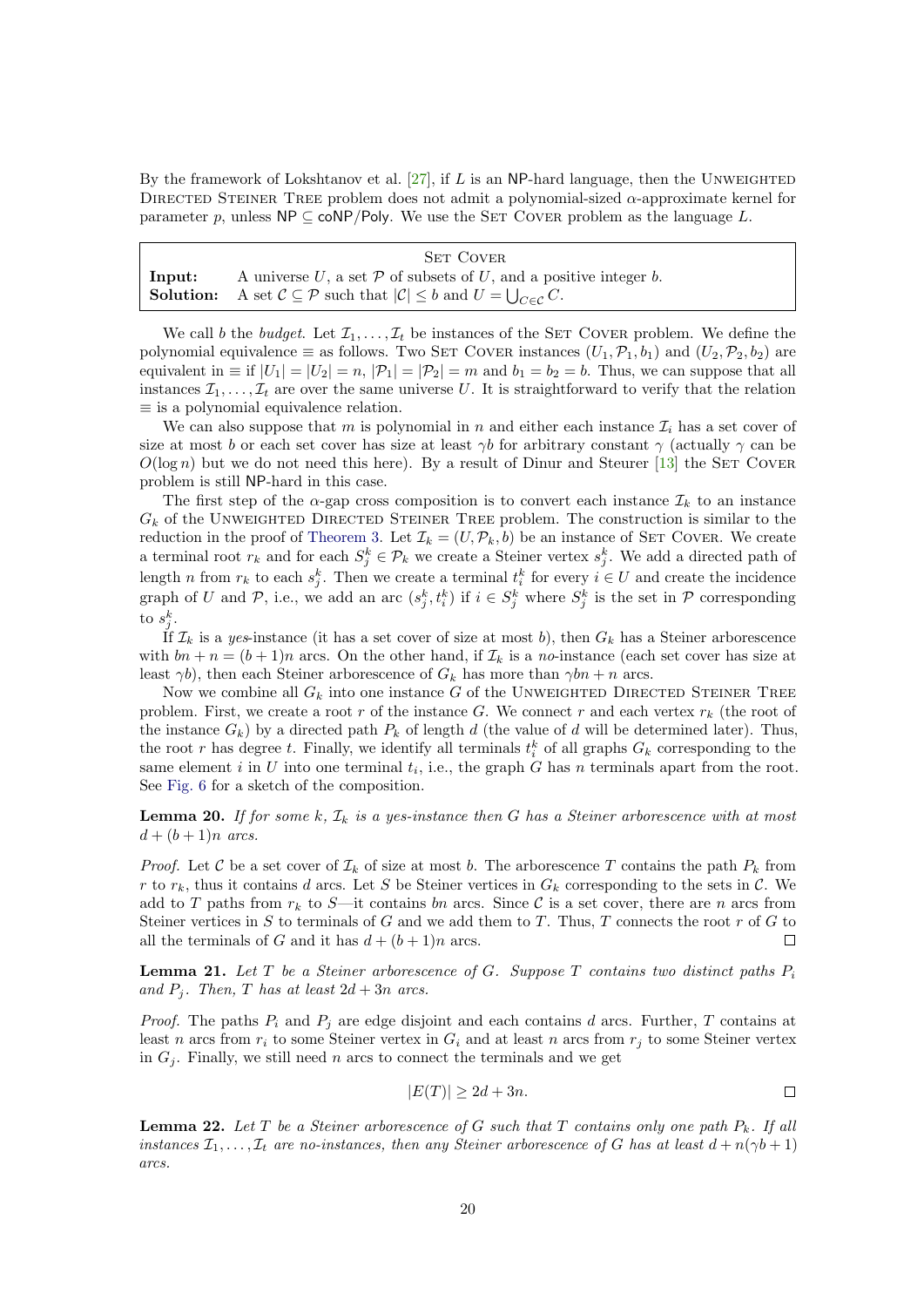By the framework of Lokshtanov et al. [27], if $L$ is an NP-hard language, then the Unweighted Directed Steiner Tree problem does not admit a polynomial-sized $\alpha$-approximate kernel for parameter $p$, unless $\mathsf{NP} \subseteq \mathsf{coNP/Poly}$. We use the Set Cover problem as the language $L$.

| Set Cover | |
|---|---|
| **Input:** | A universe $U$, a set $\mathcal{P}$ of subsets of $U$, and a positive integer $b$. |
| **Solution:** | A set $\mathcal{C} \subseteq \mathcal{P}$ such that $|\mathcal{C}| \leq b$ and $U = \bigcup_{C \in \mathcal{C}} C$. |

We call $b$ the *budget*. Let $\mathcal{I}_1, \ldots, \mathcal{I}_t$ be instances of the Set Cover problem. We define the polynomial equivalence $\equiv$ as follows. Two Set Cover instances $(U_1, \mathcal{P}_1, b_1)$ and $(U_2, \mathcal{P}_2, b_2)$ are equivalent in $\equiv$ if $|U_1| = |U_2| = n$, $|\mathcal{P}_1| = |\mathcal{P}_2| = m$ and $b_1 = b_2 = b$. Thus, we can suppose that all instances $\mathcal{I}_1, \ldots, \mathcal{I}_t$ are over the same universe $U$. It is straightforward to verify that the relation $\equiv$ is a polynomial equivalence relation.

We can also suppose that $m$ is polynomial in $n$ and either each instance $\mathcal{I}_i$ has a set cover of size at most $b$ or each set cover has size at least $\gamma b$ for arbitrary constant $\gamma$ (actually $\gamma$ can be $O(\log n)$ but we do not need this here). By a result of Dinur and Steurer [13] the Set Cover problem is still NP-hard in this case.

The first step of the $\alpha$-gap cross composition is to convert each instance $\mathcal{I}_k$ to an instance $G_k$ of the Unweighted Directed Steiner Tree problem. The construction is similar to the reduction in the proof of Theorem 3. Let $\mathcal{I}_k = (U, \mathcal{P}_k, b)$ be an instance of Set Cover. We create a terminal root $r_k$ and for each $S^k_j \in \mathcal{P}_k$ we create a Steiner vertex $s^k_j$. We add a directed path of length $n$ from $r_k$ to each $s^k_j$. Then we create a terminal $t^k_i$ for every $i \in U$ and create the incidence graph of $U$ and $\mathcal{P}$, i.e., we add an arc $(s^k_j, t^k_i)$ if $i \in S^k_j$ where $S^k_j$ is the set in $\mathcal{P}$ corresponding to $s^k_j$.

If $\mathcal{I}_k$ is a *yes*-instance (it has a set cover of size at most $b$), then $G_k$ has a Steiner arborescence with $bn + n = (b+1)n$ arcs. On the other hand, if $\mathcal{I}_k$ is a *no*-instance (each set cover has size at least $\gamma b$), then each Steiner arborescence of $G_k$ has more than $\gamma bn + n$ arcs.

Now we combine all $G_k$ into one instance $G$ of the Unweighted Directed Steiner Tree problem. First, we create a root $r$ of the instance $G$. We connect $r$ and each vertex $r_k$ (the root of the instance $G_k$) by a directed path $P_k$ of length $d$ (the value of $d$ will be determined later). Thus, the root $r$ has degree $t$. Finally, we identify all terminals $t^k_i$ of all graphs $G_k$ corresponding to the same element $i$ in $U$ into one terminal $t_i$, i.e., the graph $G$ has $n$ terminals apart from the root. See Fig. 6 for a sketch of the composition.

**Lemma 20.** *If for some $k$, $\mathcal{I}_k$ is a yes-instance then $G$ has a Steiner arborescence with at most $d + (b+1)n$ arcs.*

*Proof.* Let $\mathcal{C}$ be a set cover of $\mathcal{I}_k$ of size at most $b$. The arborescence $T$ contains the path $P_k$ from $r$ to $r_k$, thus it contains $d$ arcs. Let $S$ be Steiner vertices in $G_k$ corresponding to the sets in $\mathcal{C}$. We add to $T$ paths from $r_k$ to $S$—it contains $bn$ arcs. Since $\mathcal{C}$ is a set cover, there are $n$ arcs from Steiner vertices in $S$ to terminals of $G$ and we add them to $T$. Thus, $T$ connects the root $r$ of $G$ to all the terminals of $G$ and it has $d + (b+1)n$ arcs. ◻

**Lemma 21.** *Let $T$ be a Steiner arborescence of $G$. Suppose $T$ contains two distinct paths $P_i$ and $P_j$. Then, $T$ has at least $2d + 3n$ arcs.*

*Proof.* The paths $P_i$ and $P_j$ are edge disjoint and each contains $d$ arcs. Further, $T$ contains at least $n$ arcs from $r_i$ to some Steiner vertex in $G_i$ and at least $n$ arcs from $r_j$ to some Steiner vertex in $G_j$. Finally, we still need $n$ arcs to connect the terminals and we get

$$|E(T)| \geq 2d + 3n.$$

◻

**Lemma 22.** *Let $T$ be a Steiner arborescence of $G$ such that $T$ contains only one path $P_k$. If all instances $\mathcal{I}_1, \ldots, \mathcal{I}_t$ are no-instances, then any Steiner arborescence of $G$ has at least $d + n(\gamma b + 1)$ arcs.*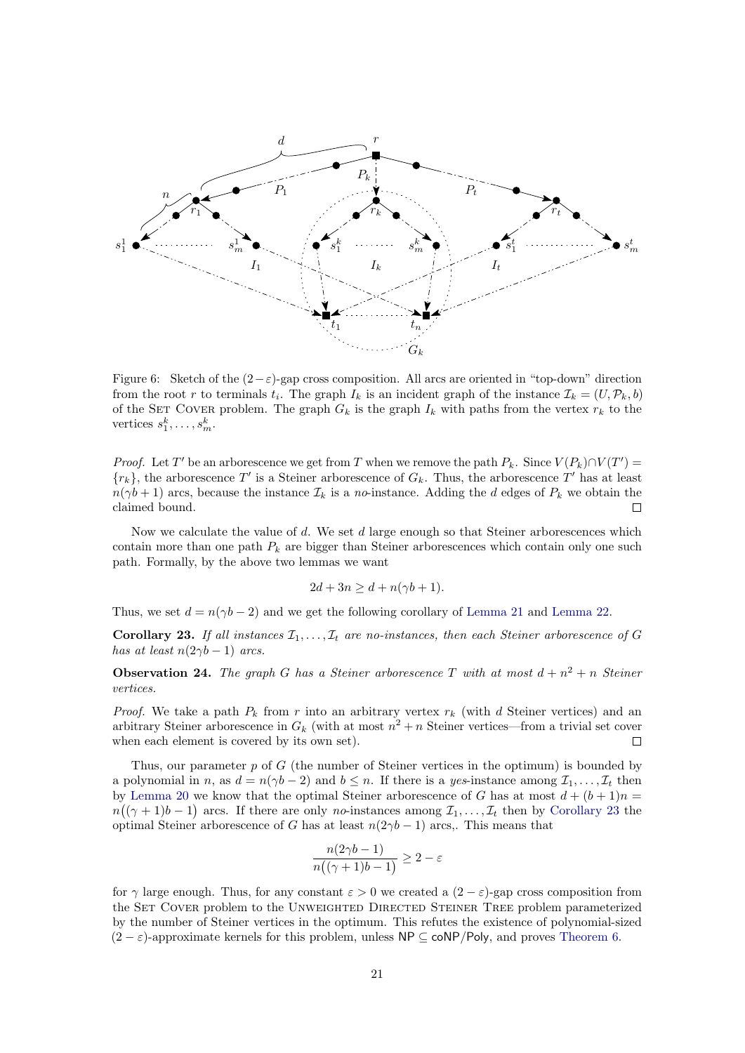Figure 6: Sketch of the $(2-\varepsilon)$-gap cross composition. All arcs are oriented in "top-down" direction from the root $r$ to terminals $t_i$. The graph $I_k$ is an incident graph of the instance $\mathcal{I}_k = (U, \mathcal{P}_k, b)$ of the Set Cover problem. The graph $G_k$ is the graph $I_k$ with paths from the vertex $r_k$ to the vertices $s^k_1, \ldots, s^k_m$.

*Proof.* Let $T'$ be an arborescence we get from $T$ when we remove the path $P_k$. Since $V(P_k) \cap V(T') = \{r_k\}$, the arborescence $T'$ is a Steiner arborescence of $G_k$. Thus, the arborescence $T'$ has at least $n(\gamma b + 1)$ arcs, because the instance $\mathcal{I}_k$ is a *no*-instance. Adding the $d$ edges of $P_k$ we obtain the claimed bound. □

Now we calculate the value of $d$. We set $d$ large enough so that Steiner arborescences which contain more than one path $P_k$ are bigger than Steiner arborescences which contain only one such path. Formally, by the above two lemmas we want

$$2d + 3n \geq d + n(\gamma b + 1).$$

Thus, we set $d = n(\gamma b - 2)$ and we get the following corollary of Lemma 21 and Lemma 22.

**Corollary 23.** *If all instances $\mathcal{I}_1, \ldots, \mathcal{I}_t$ are no-instances, then each Steiner arborescence of $G$ has at least $n(2\gamma b - 1)$ arcs.*

**Observation 24.** *The graph $G$ has a Steiner arborescence $T$ with at most $d + n^2 + n$ Steiner vertices.*

*Proof.* We take a path $P_k$ from $r$ into an arbitrary vertex $r_k$ (with $d$ Steiner vertices) and an arbitrary Steiner arborescence in $G_k$ (with at most $n^2 + n$ Steiner vertices—from a trivial set cover when each element is covered by its own set). □

Thus, our parameter $p$ of $G$ (the number of Steiner vertices in the optimum) is bounded by a polynomial in $n$, as $d = n(\gamma b - 2)$ and $b \leq n$. If there is a *yes*-instance among $\mathcal{I}_1, \ldots, \mathcal{I}_t$ then by Lemma 20 we know that the optimal Steiner arborescence of $G$ has at most $d + (b+1)n = n\big((\gamma + 1)b - 1\big)$ arcs. If there are only *no*-instances among $\mathcal{I}_1, \ldots, \mathcal{I}_t$ then by Corollary 23 the optimal Steiner arborescence of $G$ has at least $n(2\gamma b - 1)$ arcs,. This means that

$$\frac{n(2\gamma b - 1)}{n\big((\gamma + 1)b - 1\big)} \geq 2 - \varepsilon$$

for $\gamma$ large enough. Thus, for any constant $\varepsilon > 0$ we created a $(2-\varepsilon)$-gap cross composition from the Set Cover problem to the Unweighted Directed Steiner Tree problem parameterized by the number of Steiner vertices in the optimum. This refutes the existence of polynomial-sized $(2-\varepsilon)$-approximate kernels for this problem, unless $\mathsf{NP} \subseteq \mathsf{coNP/Poly}$, and proves Theorem 6.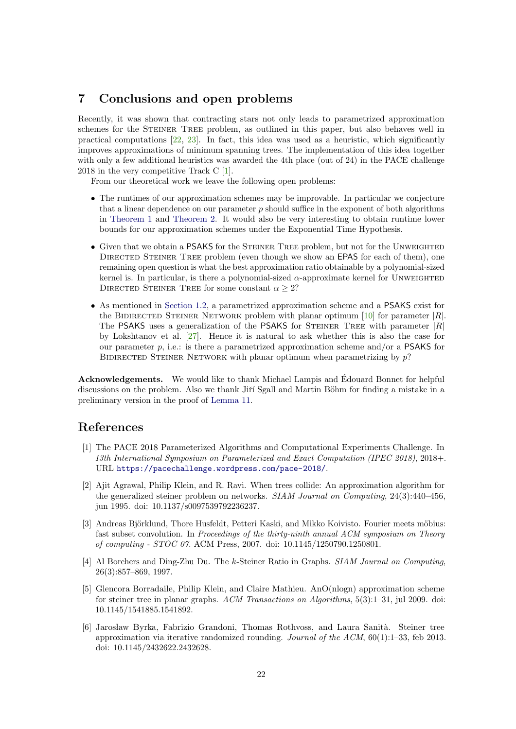## 7 Conclusions and open problems

Recently, it was shown that contracting stars not only leads to parametrized approximation schemes for the Steiner Tree problem, as outlined in this paper, but also behaves well in practical computations [22, 23]. In fact, this idea was used as a heuristic, which significantly improves approximations of minimum spanning trees. The implementation of this idea together with only a few additional heuristics was awarded the 4th place (out of 24) in the PACE challenge 2018 in the very competitive Track C [1].

From our theoretical work we leave the following open problems:

- The runtimes of our approximation schemes may be improvable. In particular we conjecture that a linear dependence on our parameter $p$ should suffice in the exponent of both algorithms in Theorem 1 and Theorem 2. It would also be very interesting to obtain runtime lower bounds for our approximation schemes under the Exponential Time Hypothesis.
- Given that we obtain a PSAKS for the Steiner Tree problem, but not for the Unweighted Directed Steiner Tree problem (even though we show an EPAS for each of them), one remaining open question is what the best approximation ratio obtainable by a polynomial-sized kernel is. In particular, is there a polynomial-sized $\alpha$-approximate kernel for Unweighted Directed Steiner Tree for some constant $\alpha \geq 2$?
- As mentioned in Section 1.2, a parametrized approximation scheme and a PSAKS exist for the Bidirected Steiner Network problem with planar optimum [10] for parameter $|R|$. The PSAKS uses a generalization of the PSAKS for Steiner Tree with parameter $|R|$ by Lokshtanov et al. [27]. Hence it is natural to ask whether this is also the case for our parameter $p$, i.e.: is there a parametrized approximation scheme and/or a PSAKS for Bidirected Steiner Network with planar optimum when parametrizing by $p$?

**Acknowledgements.** We would like to thank Michael Lampis and Édouard Bonnet for helpful discussions on the problem. Also we thank Jiří Sgall and Martin Böhm for finding a mistake in a preliminary version in the proof of Lemma 11.

## References

[1] The PACE 2018 Parameterized Algorithms and Computational Experiments Challenge. In *13th International Symposium on Parameterized and Exact Computation (IPEC 2018)*, 2018+. URL https://pacechallenge.wordpress.com/pace-2018/.

[2] Ajit Agrawal, Philip Klein, and R. Ravi. When trees collide: An approximation algorithm for the generalized steiner problem on networks. *SIAM Journal on Computing*, 24(3):440–456, jun 1995. doi: 10.1137/s0097539792236237.

[3] Andreas Björklund, Thore Husfeldt, Petteri Kaski, and Mikko Koivisto. Fourier meets möbius: fast subset convolution. In *Proceedings of the thirty-ninth annual ACM symposium on Theory of computing - STOC 07*. ACM Press, 2007. doi: 10.1145/1250790.1250801.

[4] Al Borchers and Ding-Zhu Du. The $k$-Steiner Ratio in Graphs. *SIAM Journal on Computing*, 26(3):857–869, 1997.

[5] Glencora Borradaile, Philip Klein, and Claire Mathieu. AnO(nlogn) approximation scheme for steiner tree in planar graphs. *ACM Transactions on Algorithms*, 5(3):1–31, jul 2009. doi: 10.1145/1541885.1541892.

[6] Jarosław Byrka, Fabrizio Grandoni, Thomas Rothvoss, and Laura Sanità. Steiner tree approximation via iterative randomized rounding. *Journal of the ACM*, 60(1):1–33, feb 2013. doi: 10.1145/2432622.2432628.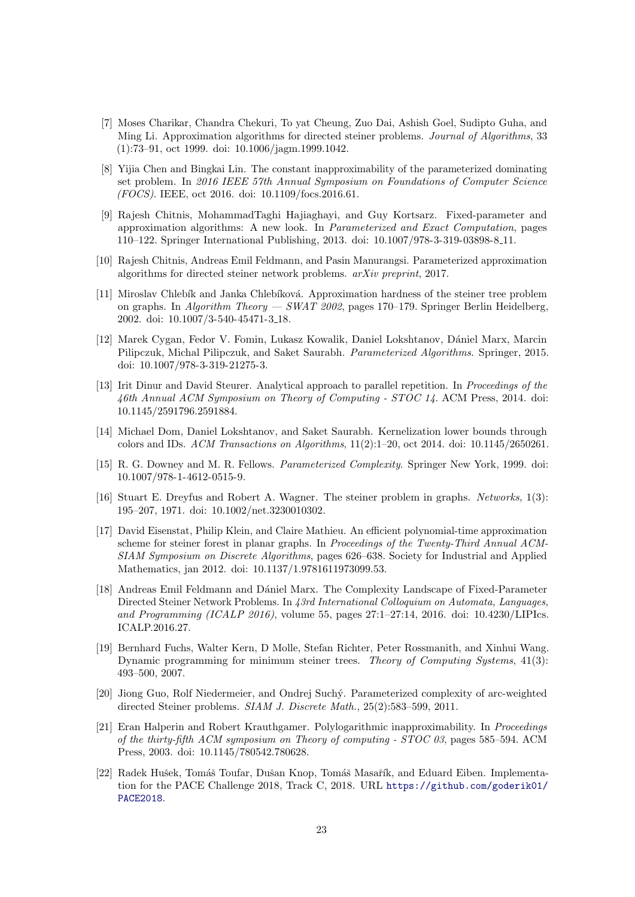[7] Moses Charikar, Chandra Chekuri, To yat Cheung, Zuo Dai, Ashish Goel, Sudipto Guha, and Ming Li. Approximation algorithms for directed steiner problems. *Journal of Algorithms*, 33 (1):73–91, oct 1999. doi: 10.1006/jagm.1999.1042.

[8] Yijia Chen and Bingkai Lin. The constant inapproximability of the parameterized dominating set problem. In *2016 IEEE 57th Annual Symposium on Foundations of Computer Science (FOCS)*. IEEE, oct 2016. doi: 10.1109/focs.2016.61.

[9] Rajesh Chitnis, MohammadTaghi Hajiaghayi, and Guy Kortsarz. Fixed-parameter and approximation algorithms: A new look. In *Parameterized and Exact Computation*, pages 110–122. Springer International Publishing, 2013. doi: 10.1007/978-3-319-03898-8_11.

[10] Rajesh Chitnis, Andreas Emil Feldmann, and Pasin Manurangsi. Parameterized approximation algorithms for directed steiner network problems. *arXiv preprint*, 2017.

[11] Miroslav Chlebík and Janka Chlebíková. Approximation hardness of the steiner tree problem on graphs. In *Algorithm Theory — SWAT 2002*, pages 170–179. Springer Berlin Heidelberg, 2002. doi: 10.1007/3-540-45471-3_18.

[12] Marek Cygan, Fedor V. Fomin, Lukasz Kowalik, Daniel Lokshtanov, Dániel Marx, Marcin Pilipczuk, Michal Pilipczuk, and Saket Saurabh. *Parameterized Algorithms*. Springer, 2015. doi: 10.1007/978-3-319-21275-3.

[13] Irit Dinur and David Steurer. Analytical approach to parallel repetition. In *Proceedings of the 46th Annual ACM Symposium on Theory of Computing - STOC 14*. ACM Press, 2014. doi: 10.1145/2591796.2591884.

[14] Michael Dom, Daniel Lokshtanov, and Saket Saurabh. Kernelization lower bounds through colors and IDs. *ACM Transactions on Algorithms*, 11(2):1–20, oct 2014. doi: 10.1145/2650261.

[15] R. G. Downey and M. R. Fellows. *Parameterized Complexity*. Springer New York, 1999. doi: 10.1007/978-1-4612-0515-9.

[16] Stuart E. Dreyfus and Robert A. Wagner. The steiner problem in graphs. *Networks*, 1(3): 195–207, 1971. doi: 10.1002/net.3230010302.

[17] David Eisenstat, Philip Klein, and Claire Mathieu. An efficient polynomial-time approximation scheme for steiner forest in planar graphs. In *Proceedings of the Twenty-Third Annual ACM-SIAM Symposium on Discrete Algorithms*, pages 626–638. Society for Industrial and Applied Mathematics, jan 2012. doi: 10.1137/1.9781611973099.53.

[18] Andreas Emil Feldmann and Dániel Marx. The Complexity Landscape of Fixed-Parameter Directed Steiner Network Problems. In *43rd International Colloquium on Automata, Languages, and Programming (ICALP 2016)*, volume 55, pages 27:1–27:14, 2016. doi: 10.4230/LIPIcs.ICALP.2016.27.

[19] Bernhard Fuchs, Walter Kern, D Molle, Stefan Richter, Peter Rossmanith, and Xinhui Wang. Dynamic programming for minimum steiner trees. *Theory of Computing Systems*, 41(3): 493–500, 2007.

[20] Jiong Guo, Rolf Niedermeier, and Ondrej Suchý. Parameterized complexity of arc-weighted directed Steiner problems. *SIAM J. Discrete Math.*, 25(2):583–599, 2011.

[21] Eran Halperin and Robert Krauthgamer. Polylogarithmic inapproximability. In *Proceedings of the thirty-fifth ACM symposium on Theory of computing - STOC 03*, pages 585–594. ACM Press, 2003. doi: 10.1145/780542.780628.

[22] Radek Hušek, Tomáš Toufar, Dušan Knop, Tomáš Masařík, and Eduard Eiben. Implementation for the PACE Challenge 2018, Track C, 2018. URL https://github.com/goderik01/PACE2018.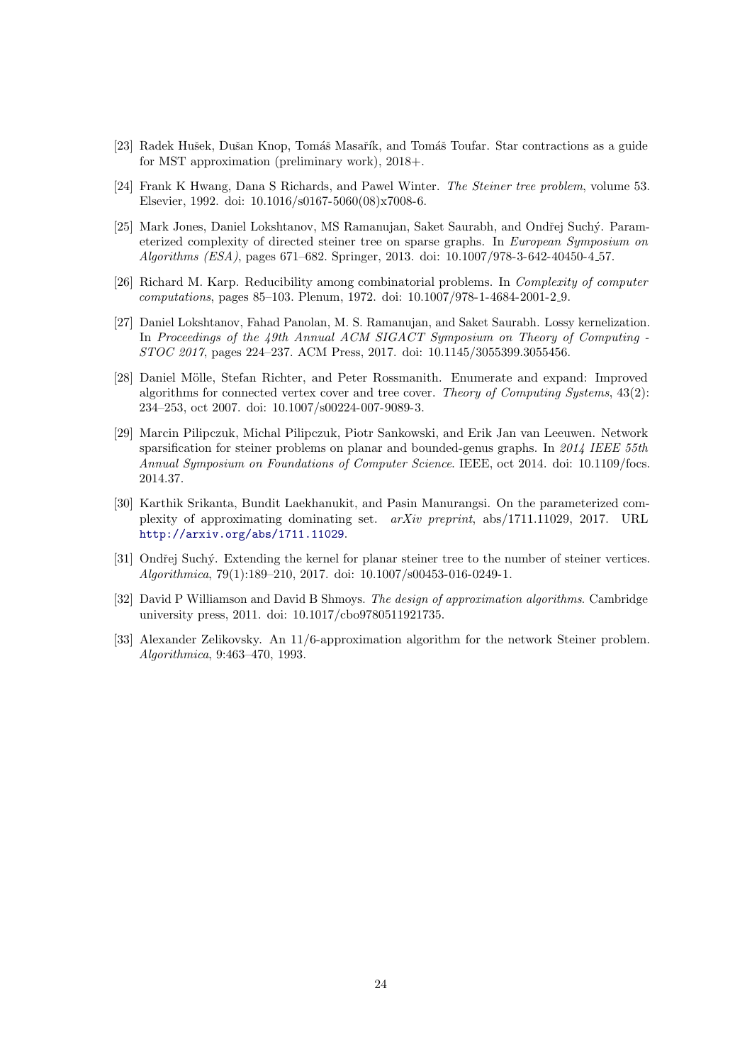[23] Radek Hušek, Dušan Knop, Tomáš Masařík, and Tomáš Toufar. Star contractions as a guide for MST approximation (preliminary work), 2018+.

[24] Frank K Hwang, Dana S Richards, and Pawel Winter. *The Steiner tree problem*, volume 53. Elsevier, 1992. doi: 10.1016/s0167-5060(08)x7008-6.

[25] Mark Jones, Daniel Lokshtanov, MS Ramanujan, Saket Saurabh, and Ondřej Suchý. Parameterized complexity of directed steiner tree on sparse graphs. In *European Symposium on Algorithms (ESA)*, pages 671–682. Springer, 2013. doi: 10.1007/978-3-642-40450-4_57.

[26] Richard M. Karp. Reducibility among combinatorial problems. In *Complexity of computer computations*, pages 85–103. Plenum, 1972. doi: 10.1007/978-1-4684-2001-2_9.

[27] Daniel Lokshtanov, Fahad Panolan, M. S. Ramanujan, and Saket Saurabh. Lossy kernelization. In *Proceedings of the 49th Annual ACM SIGACT Symposium on Theory of Computing - STOC 2017*, pages 224–237. ACM Press, 2017. doi: 10.1145/3055399.3055456.

[28] Daniel Mölle, Stefan Richter, and Peter Rossmanith. Enumerate and expand: Improved algorithms for connected vertex cover and tree cover. *Theory of Computing Systems*, 43(2): 234–253, oct 2007. doi: 10.1007/s00224-007-9089-3.

[29] Marcin Pilipczuk, Michal Pilipczuk, Piotr Sankowski, and Erik Jan van Leeuwen. Network sparsification for steiner problems on planar and bounded-genus graphs. In *2014 IEEE 55th Annual Symposium on Foundations of Computer Science*. IEEE, oct 2014. doi: 10.1109/focs.2014.37.

[30] Karthik Srikanta, Bundit Laekhanukit, and Pasin Manurangsi. On the parameterized complexity of approximating dominating set. *arXiv preprint*, abs/1711.11029, 2017. URL http://arxiv.org/abs/1711.11029.

[31] Ondřej Suchý. Extending the kernel for planar steiner tree to the number of steiner vertices. *Algorithmica*, 79(1):189–210, 2017. doi: 10.1007/s00453-016-0249-1.

[32] David P Williamson and David B Shmoys. *The design of approximation algorithms*. Cambridge university press, 2011. doi: 10.1017/cbo9780511921735.

[33] Alexander Zelikovsky. An 11/6-approximation algorithm for the network Steiner problem. *Algorithmica*, 9:463–470, 1993.